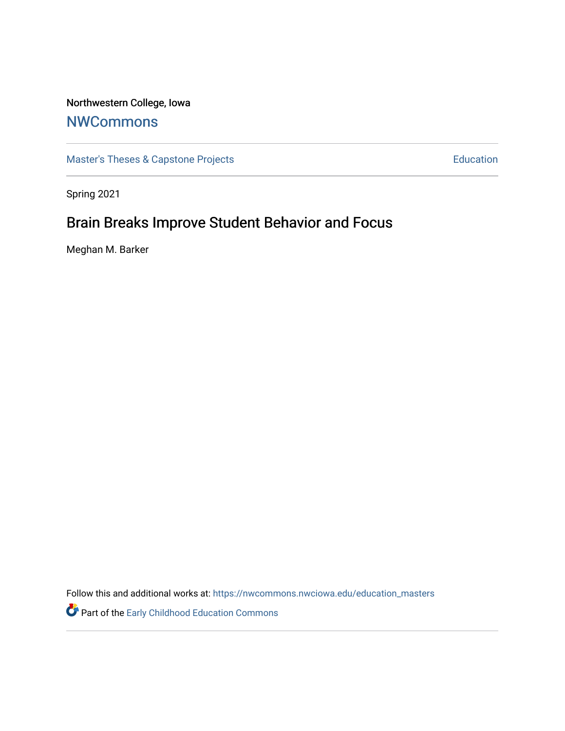Northwestern College, Iowa

## NWCommons

Master's Theses & Capstone Projects

Education

Spring 2021

# Brain Breaks Improve Student Behavior and Focus

Meghan M. Barker

Follow this and additional works at: https://nwcommons.nwciowa.edu/education_masters

Part of the Early Childhood Education Commons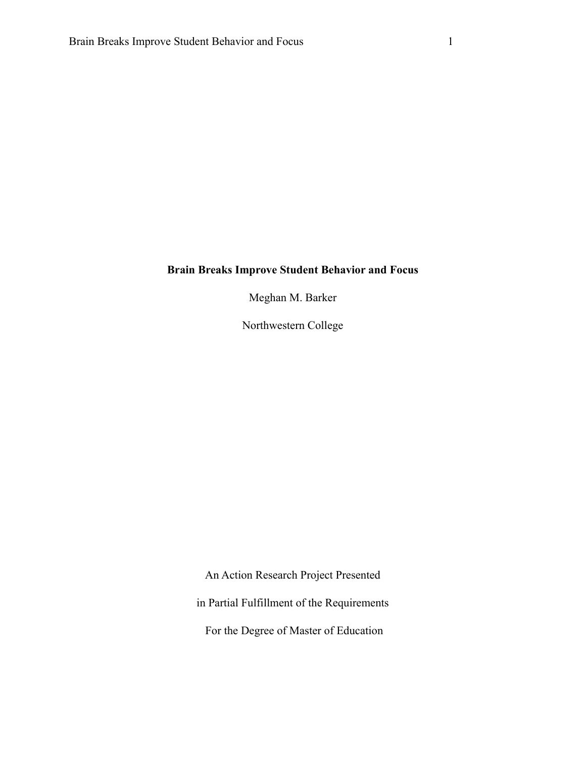**Brain Breaks Improve Student Behavior and Focus**

Meghan M. Barker

Northwestern College

An Action Research Project Presented

in Partial Fulfillment of the Requirements

For the Degree of Master of Education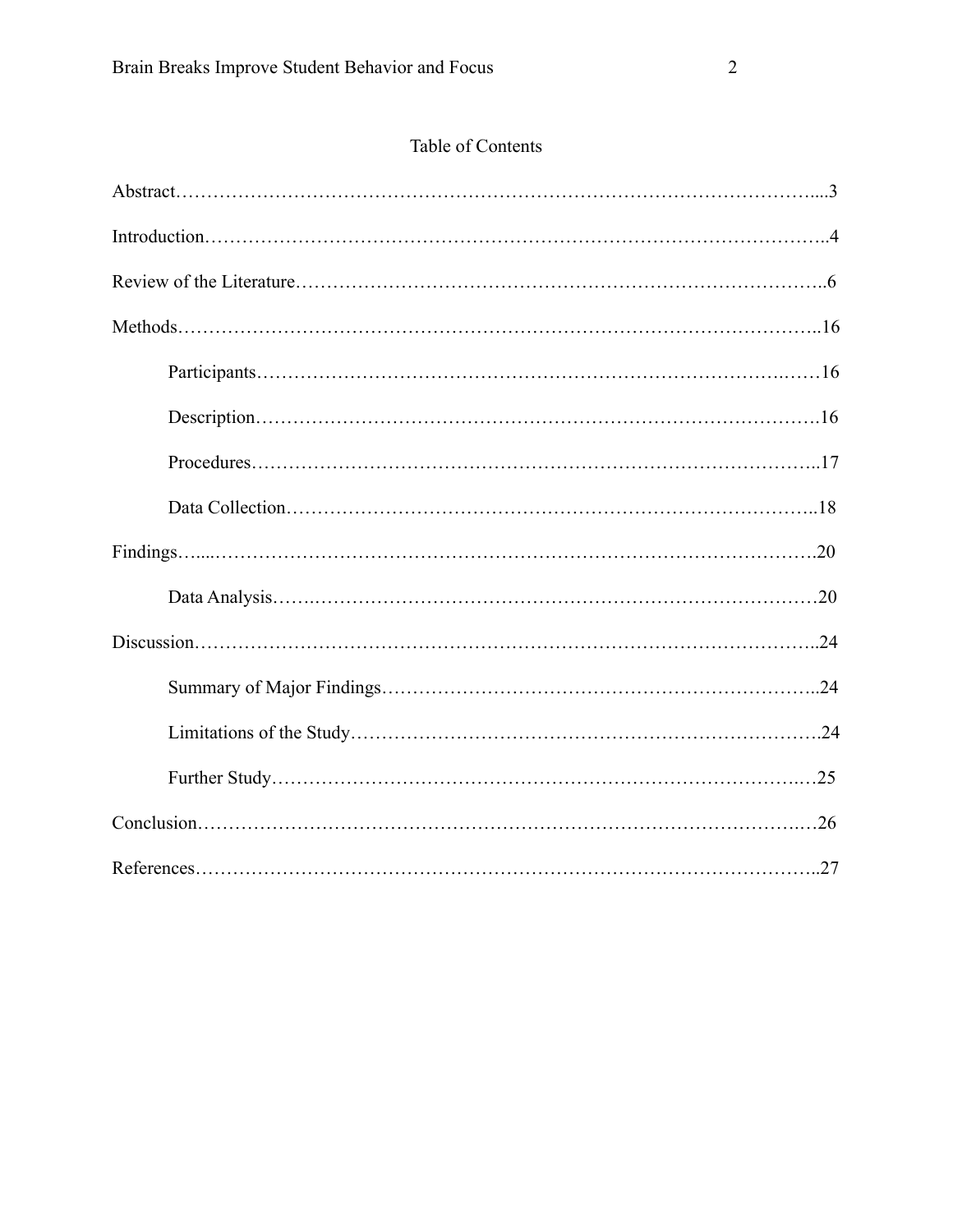## Table of Contents

Abstract……………………………………………………………………………………………....3

Introduction………………………………………………………………………………………..4

Review of the Literature…………………………………………………………………………..6

Methods…………………………………………………………………………………………..16

- Participants……………………………………………………………………….……16
- Description…………………………………………………………………………….16
- Procedures……………………………………………………………………………..17
- Data Collection………………………………………………………………………...18

Findings…....……………………………………………………………………………………….20

- Data Analysis…….……………………………………………………………………20

Discussion………………………………………………………………………………………..24

- Summary of Major Findings…………………………………………………………..24
- Limitations of the Study……………………………………………………………….24
- Further Study………………………………………………………………………..…25

Conclusion…………………………………………………………………………………….…26

References………………………………………………………………………………………..27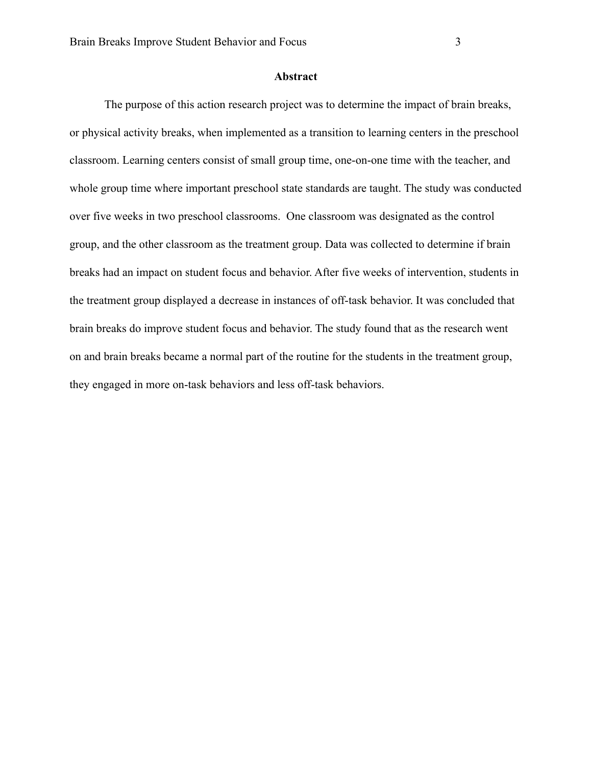## Abstract

The purpose of this action research project was to determine the impact of brain breaks, or physical activity breaks, when implemented as a transition to learning centers in the preschool classroom. Learning centers consist of small group time, one-on-one time with the teacher, and whole group time where important preschool state standards are taught. The study was conducted over five weeks in two preschool classrooms. One classroom was designated as the control group, and the other classroom as the treatment group. Data was collected to determine if brain breaks had an impact on student focus and behavior. After five weeks of intervention, students in the treatment group displayed a decrease in instances of off-task behavior. It was concluded that brain breaks do improve student focus and behavior. The study found that as the research went on and brain breaks became a normal part of the routine for the students in the treatment group, they engaged in more on-task behaviors and less off-task behaviors.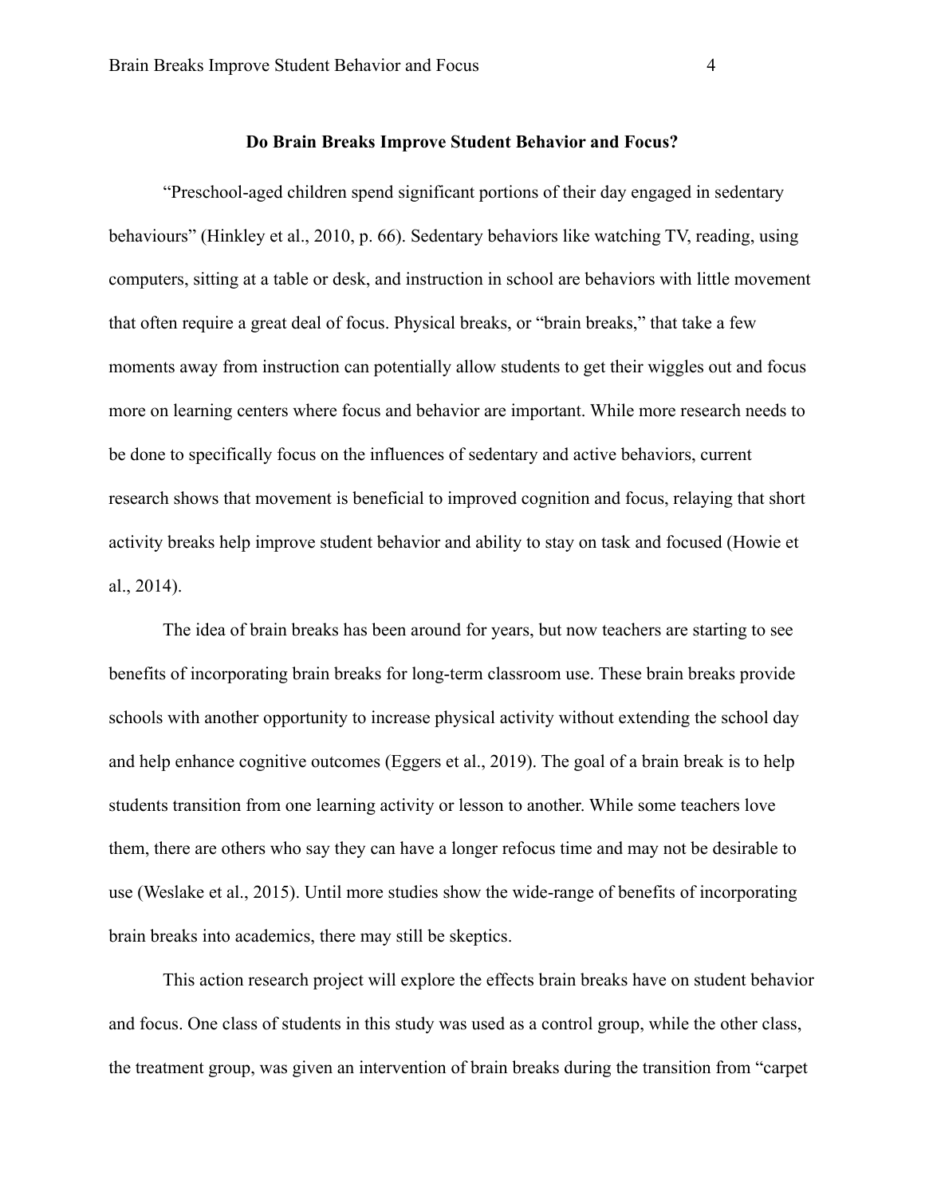## Do Brain Breaks Improve Student Behavior and Focus?

"Preschool-aged children spend significant portions of their day engaged in sedentary behaviours" (Hinkley et al., 2010, p. 66). Sedentary behaviors like watching TV, reading, using computers, sitting at a table or desk, and instruction in school are behaviors with little movement that often require a great deal of focus. Physical breaks, or "brain breaks," that take a few moments away from instruction can potentially allow students to get their wiggles out and focus more on learning centers where focus and behavior are important. While more research needs to be done to specifically focus on the influences of sedentary and active behaviors, current research shows that movement is beneficial to improved cognition and focus, relaying that short activity breaks help improve student behavior and ability to stay on task and focused (Howie et al., 2014).

The idea of brain breaks has been around for years, but now teachers are starting to see benefits of incorporating brain breaks for long-term classroom use. These brain breaks provide schools with another opportunity to increase physical activity without extending the school day and help enhance cognitive outcomes (Eggers et al., 2019). The goal of a brain break is to help students transition from one learning activity or lesson to another. While some teachers love them, there are others who say they can have a longer refocus time and may not be desirable to use (Weslake et al., 2015). Until more studies show the wide-range of benefits of incorporating brain breaks into academics, there may still be skeptics.

This action research project will explore the effects brain breaks have on student behavior and focus. One class of students in this study was used as a control group, while the other class, the treatment group, was given an intervention of brain breaks during the transition from "carpet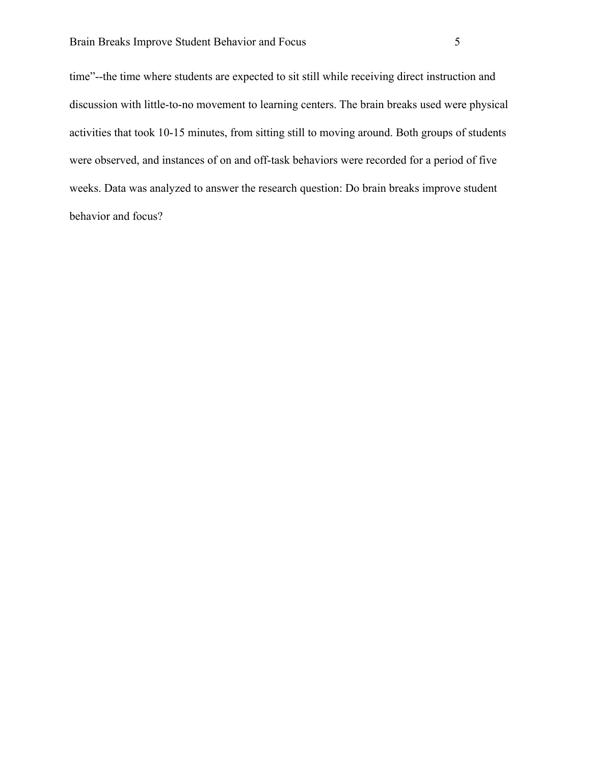time”--the time where students are expected to sit still while receiving direct instruction and discussion with little-to-no movement to learning centers. The brain breaks used were physical activities that took 10-15 minutes, from sitting still to moving around. Both groups of students were observed, and instances of on and off-task behaviors were recorded for a period of five weeks. Data was analyzed to answer the research question: Do brain breaks improve student behavior and focus?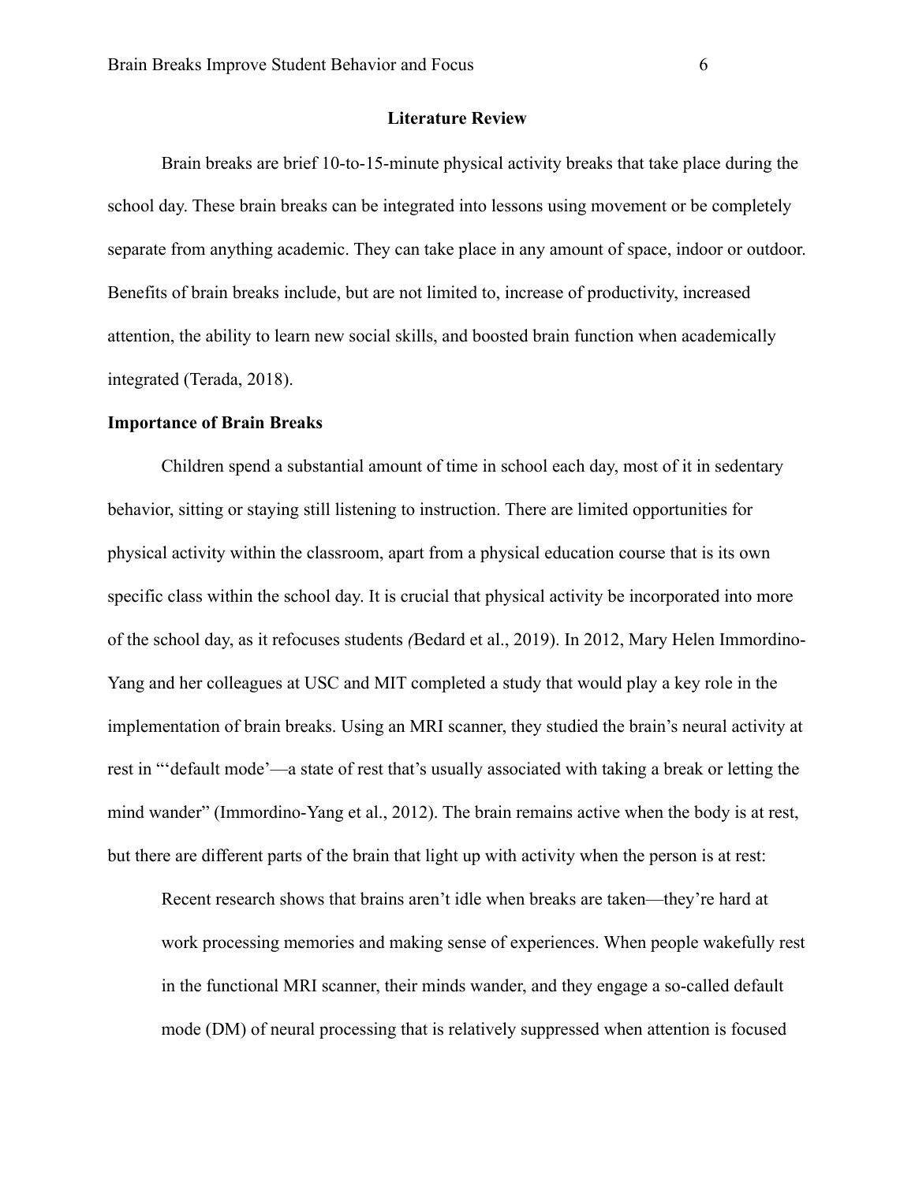## Literature Review

Brain breaks are brief 10-to-15-minute physical activity breaks that take place during the school day. These brain breaks can be integrated into lessons using movement or be completely separate from anything academic. They can take place in any amount of space, indoor or outdoor. Benefits of brain breaks include, but are not limited to, increase of productivity, increased attention, the ability to learn new social skills, and boosted brain function when academically integrated (Terada, 2018).

### Importance of Brain Breaks

Children spend a substantial amount of time in school each day, most of it in sedentary behavior, sitting or staying still listening to instruction. There are limited opportunities for physical activity within the classroom, apart from a physical education course that is its own specific class within the school day. It is crucial that physical activity be incorporated into more of the school day, as it refocuses students *(*Bedard et al., 2019). In 2012, Mary Helen Immordino-Yang and her colleagues at USC and MIT completed a study that would play a key role in the implementation of brain breaks. Using an MRI scanner, they studied the brain's neural activity at rest in "'default mode'—a state of rest that's usually associated with taking a break or letting the mind wander" (Immordino-Yang et al., 2012). The brain remains active when the body is at rest, but there are different parts of the brain that light up with activity when the person is at rest:

> Recent research shows that brains aren't idle when breaks are taken—they're hard at work processing memories and making sense of experiences. When people wakefully rest in the functional MRI scanner, their minds wander, and they engage a so-called default mode (DM) of neural processing that is relatively suppressed when attention is focused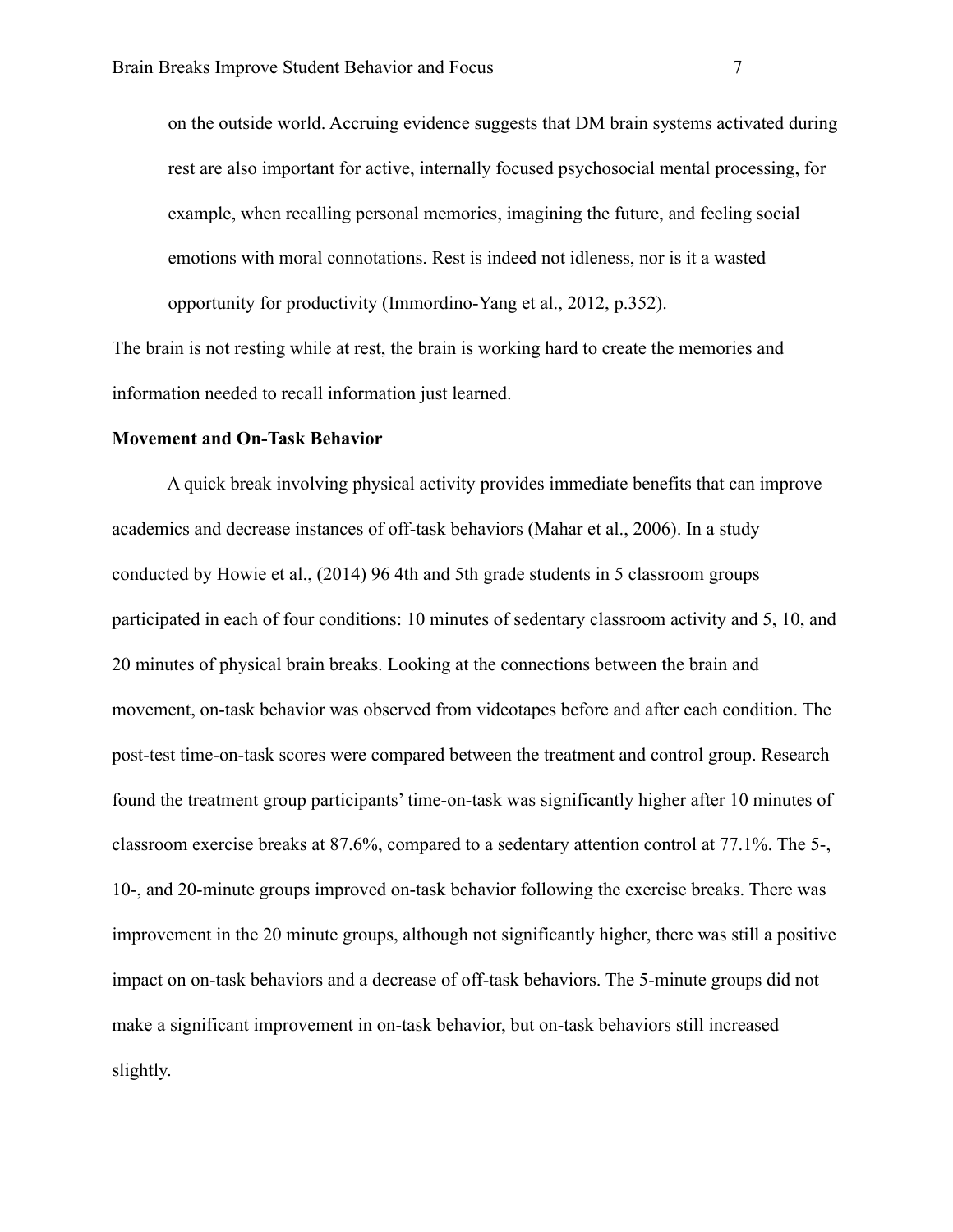on the outside world. Accruing evidence suggests that DM brain systems activated during rest are also important for active, internally focused psychosocial mental processing, for example, when recalling personal memories, imagining the future, and feeling social emotions with moral connotations. Rest is indeed not idleness, nor is it a wasted opportunity for productivity (Immordino-Yang et al., 2012, p.352).

The brain is not resting while at rest, the brain is working hard to create the memories and information needed to recall information just learned.

**Movement and On-Task Behavior**

A quick break involving physical activity provides immediate benefits that can improve academics and decrease instances of off-task behaviors (Mahar et al., 2006). In a study conducted by Howie et al., (2014) 96 4th and 5th grade students in 5 classroom groups participated in each of four conditions: 10 minutes of sedentary classroom activity and 5, 10, and 20 minutes of physical brain breaks. Looking at the connections between the brain and movement, on-task behavior was observed from videotapes before and after each condition. The post-test time-on-task scores were compared between the treatment and control group. Research found the treatment group participants' time-on-task was significantly higher after 10 minutes of classroom exercise breaks at 87.6%, compared to a sedentary attention control at 77.1%. The 5-, 10-, and 20-minute groups improved on-task behavior following the exercise breaks. There was improvement in the 20 minute groups, although not significantly higher, there was still a positive impact on on-task behaviors and a decrease of off-task behaviors. The 5-minute groups did not make a significant improvement in on-task behavior, but on-task behaviors still increased slightly.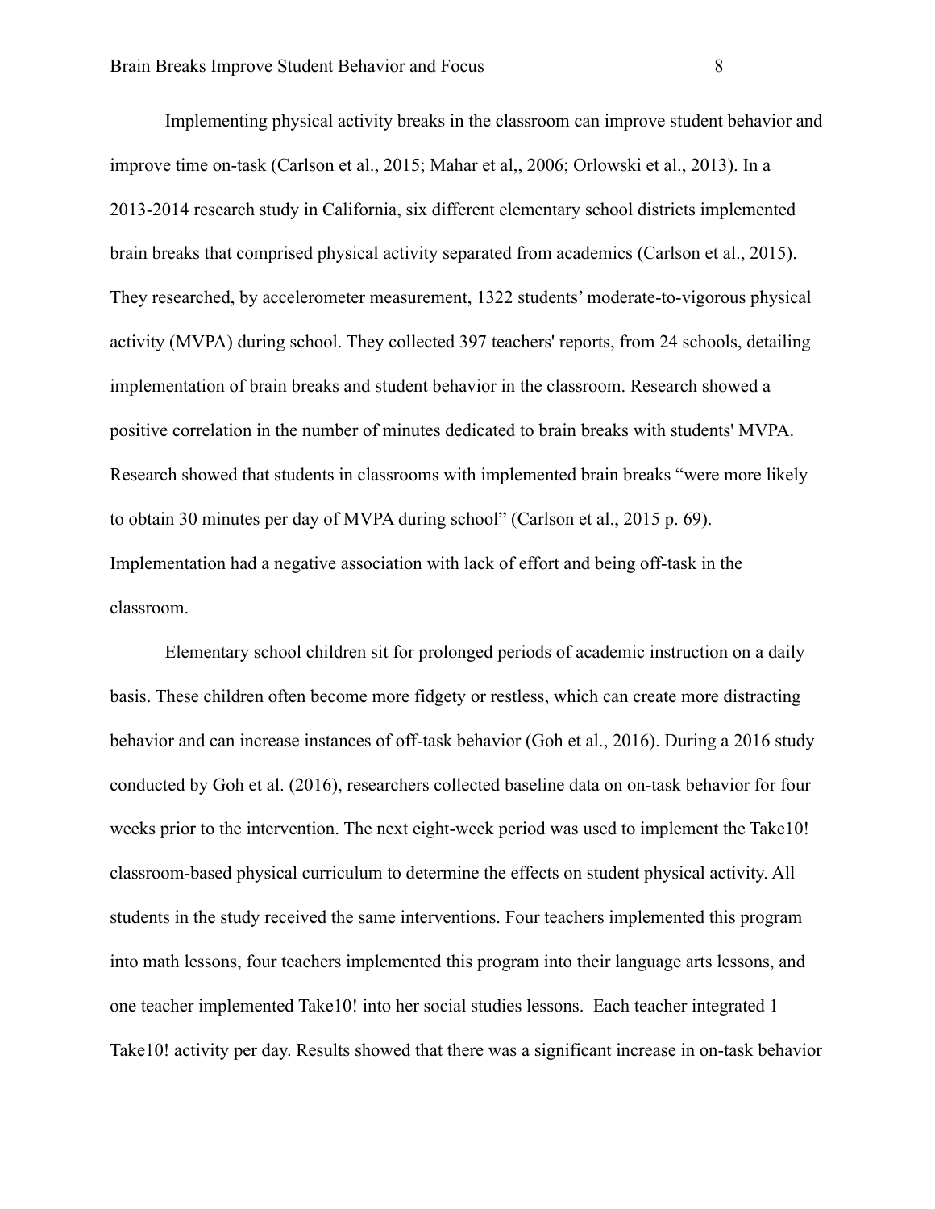Implementing physical activity breaks in the classroom can improve student behavior and improve time on-task (Carlson et al., 2015; Mahar et al,, 2006; Orlowski et al., 2013). In a 2013-2014 research study in California, six different elementary school districts implemented brain breaks that comprised physical activity separated from academics (Carlson et al., 2015). They researched, by accelerometer measurement, 1322 students' moderate-to-vigorous physical activity (MVPA) during school. They collected 397 teachers' reports, from 24 schools, detailing implementation of brain breaks and student behavior in the classroom. Research showed a positive correlation in the number of minutes dedicated to brain breaks with students' MVPA. Research showed that students in classrooms with implemented brain breaks "were more likely to obtain 30 minutes per day of MVPA during school" (Carlson et al., 2015 p. 69). Implementation had a negative association with lack of effort and being off-task in the classroom.

Elementary school children sit for prolonged periods of academic instruction on a daily basis. These children often become more fidgety or restless, which can create more distracting behavior and can increase instances of off-task behavior (Goh et al., 2016). During a 2016 study conducted by Goh et al. (2016), researchers collected baseline data on on-task behavior for four weeks prior to the intervention. The next eight-week period was used to implement the Take10! classroom-based physical curriculum to determine the effects on student physical activity. All students in the study received the same interventions. Four teachers implemented this program into math lessons, four teachers implemented this program into their language arts lessons, and one teacher implemented Take10! into her social studies lessons. Each teacher integrated 1 Take10! activity per day. Results showed that there was a significant increase in on-task behavior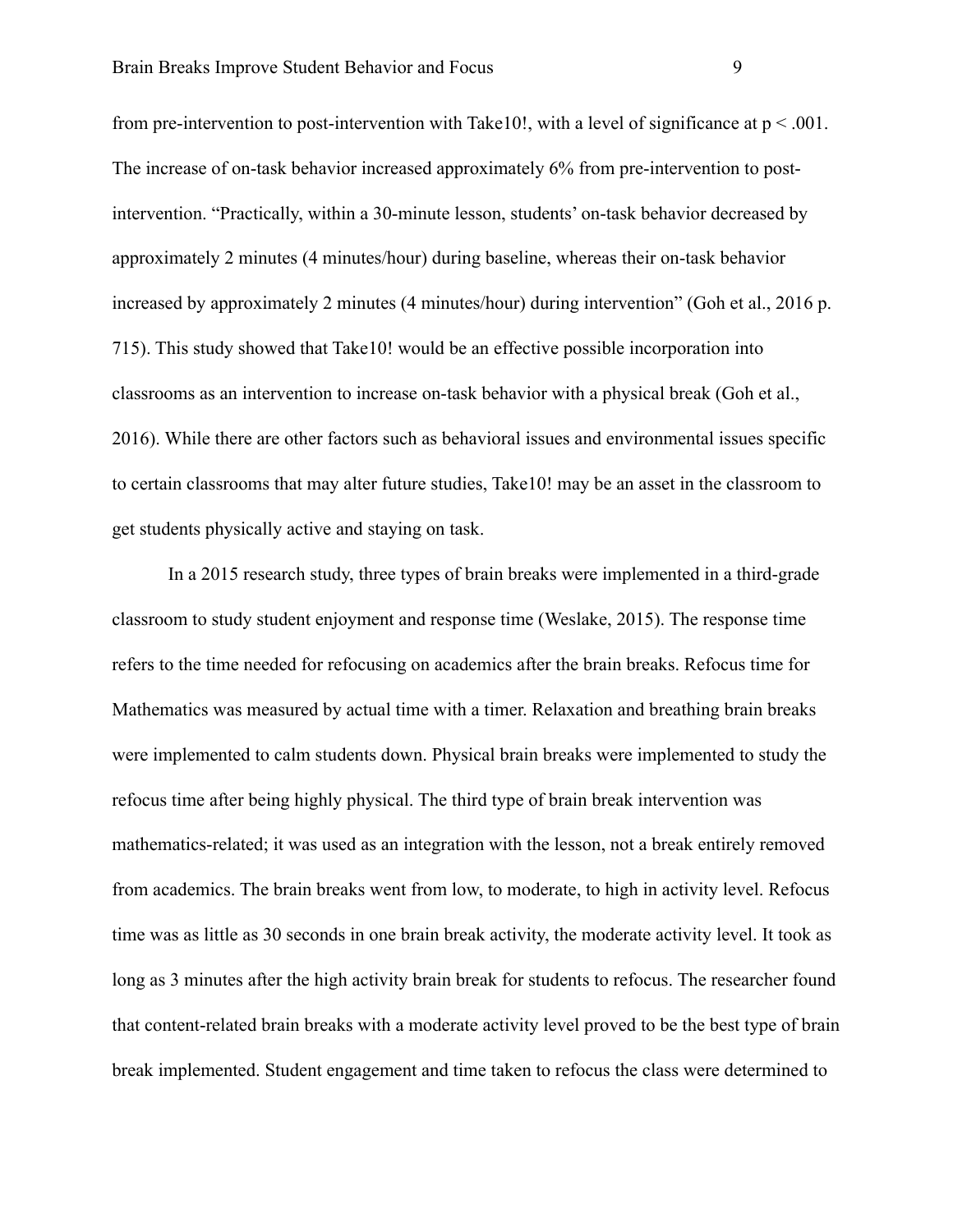from pre-intervention to post-intervention with Take10!, with a level of significance at $p < .001$. The increase of on-task behavior increased approximately 6% from pre-intervention to post-intervention. "Practically, within a 30-minute lesson, students' on-task behavior decreased by approximately 2 minutes (4 minutes/hour) during baseline, whereas their on-task behavior increased by approximately 2 minutes (4 minutes/hour) during intervention" (Goh et al., 2016 p. 715). This study showed that Take10! would be an effective possible incorporation into classrooms as an intervention to increase on-task behavior with a physical break (Goh et al., 2016). While there are other factors such as behavioral issues and environmental issues specific to certain classrooms that may alter future studies, Take10! may be an asset in the classroom to get students physically active and staying on task.

In a 2015 research study, three types of brain breaks were implemented in a third-grade classroom to study student enjoyment and response time (Weslake, 2015). The response time refers to the time needed for refocusing on academics after the brain breaks. Refocus time for Mathematics was measured by actual time with a timer. Relaxation and breathing brain breaks were implemented to calm students down. Physical brain breaks were implemented to study the refocus time after being highly physical. The third type of brain break intervention was mathematics-related; it was used as an integration with the lesson, not a break entirely removed from academics. The brain breaks went from low, to moderate, to high in activity level. Refocus time was as little as 30 seconds in one brain break activity, the moderate activity level. It took as long as 3 minutes after the high activity brain break for students to refocus. The researcher found that content-related brain breaks with a moderate activity level proved to be the best type of brain break implemented. Student engagement and time taken to refocus the class were determined to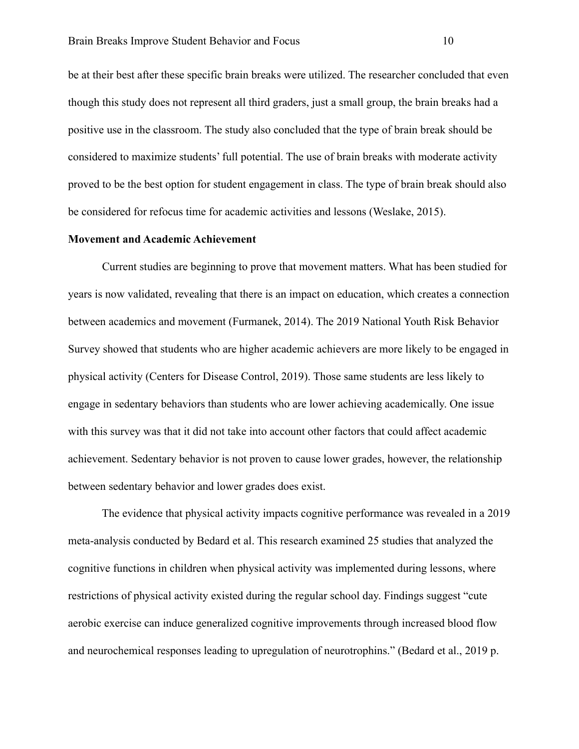be at their best after these specific brain breaks were utilized. The researcher concluded that even though this study does not represent all third graders, just a small group, the brain breaks had a positive use in the classroom. The study also concluded that the type of brain break should be considered to maximize students' full potential. The use of brain breaks with moderate activity proved to be the best option for student engagement in class. The type of brain break should also be considered for refocus time for academic activities and lessons (Weslake, 2015).

**Movement and Academic Achievement**

Current studies are beginning to prove that movement matters. What has been studied for years is now validated, revealing that there is an impact on education, which creates a connection between academics and movement (Furmanek, 2014). The 2019 National Youth Risk Behavior Survey showed that students who are higher academic achievers are more likely to be engaged in physical activity (Centers for Disease Control, 2019). Those same students are less likely to engage in sedentary behaviors than students who are lower achieving academically. One issue with this survey was that it did not take into account other factors that could affect academic achievement. Sedentary behavior is not proven to cause lower grades, however, the relationship between sedentary behavior and lower grades does exist.

The evidence that physical activity impacts cognitive performance was revealed in a 2019 meta-analysis conducted by Bedard et al. This research examined 25 studies that analyzed the cognitive functions in children when physical activity was implemented during lessons, where restrictions of physical activity existed during the regular school day. Findings suggest "cute aerobic exercise can induce generalized cognitive improvements through increased blood flow and neurochemical responses leading to upregulation of neurotrophins." (Bedard et al., 2019 p.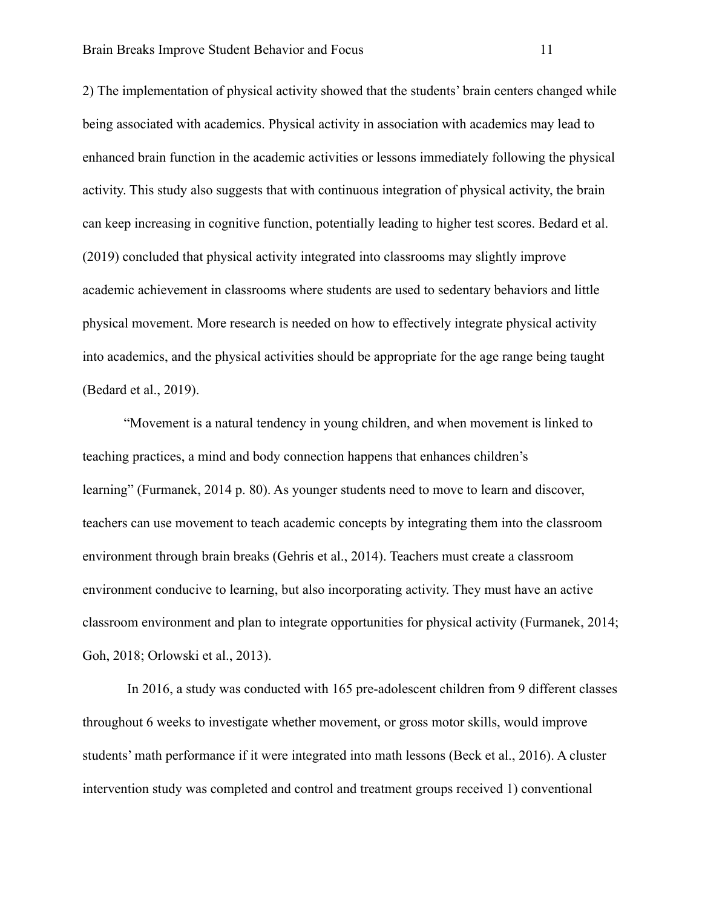2) The implementation of physical activity showed that the students' brain centers changed while being associated with academics. Physical activity in association with academics may lead to enhanced brain function in the academic activities or lessons immediately following the physical activity. This study also suggests that with continuous integration of physical activity, the brain can keep increasing in cognitive function, potentially leading to higher test scores. Bedard et al. (2019) concluded that physical activity integrated into classrooms may slightly improve academic achievement in classrooms where students are used to sedentary behaviors and little physical movement. More research is needed on how to effectively integrate physical activity into academics, and the physical activities should be appropriate for the age range being taught (Bedard et al., 2019).

"Movement is a natural tendency in young children, and when movement is linked to teaching practices, a mind and body connection happens that enhances children's learning" (Furmanek, 2014 p. 80). As younger students need to move to learn and discover, teachers can use movement to teach academic concepts by integrating them into the classroom environment through brain breaks (Gehris et al., 2014). Teachers must create a classroom environment conducive to learning, but also incorporating activity. They must have an active classroom environment and plan to integrate opportunities for physical activity (Furmanek, 2014; Goh, 2018; Orlowski et al., 2013).

In 2016, a study was conducted with 165 pre-adolescent children from 9 different classes throughout 6 weeks to investigate whether movement, or gross motor skills, would improve students' math performance if it were integrated into math lessons (Beck et al., 2016). A cluster intervention study was completed and control and treatment groups received 1) conventional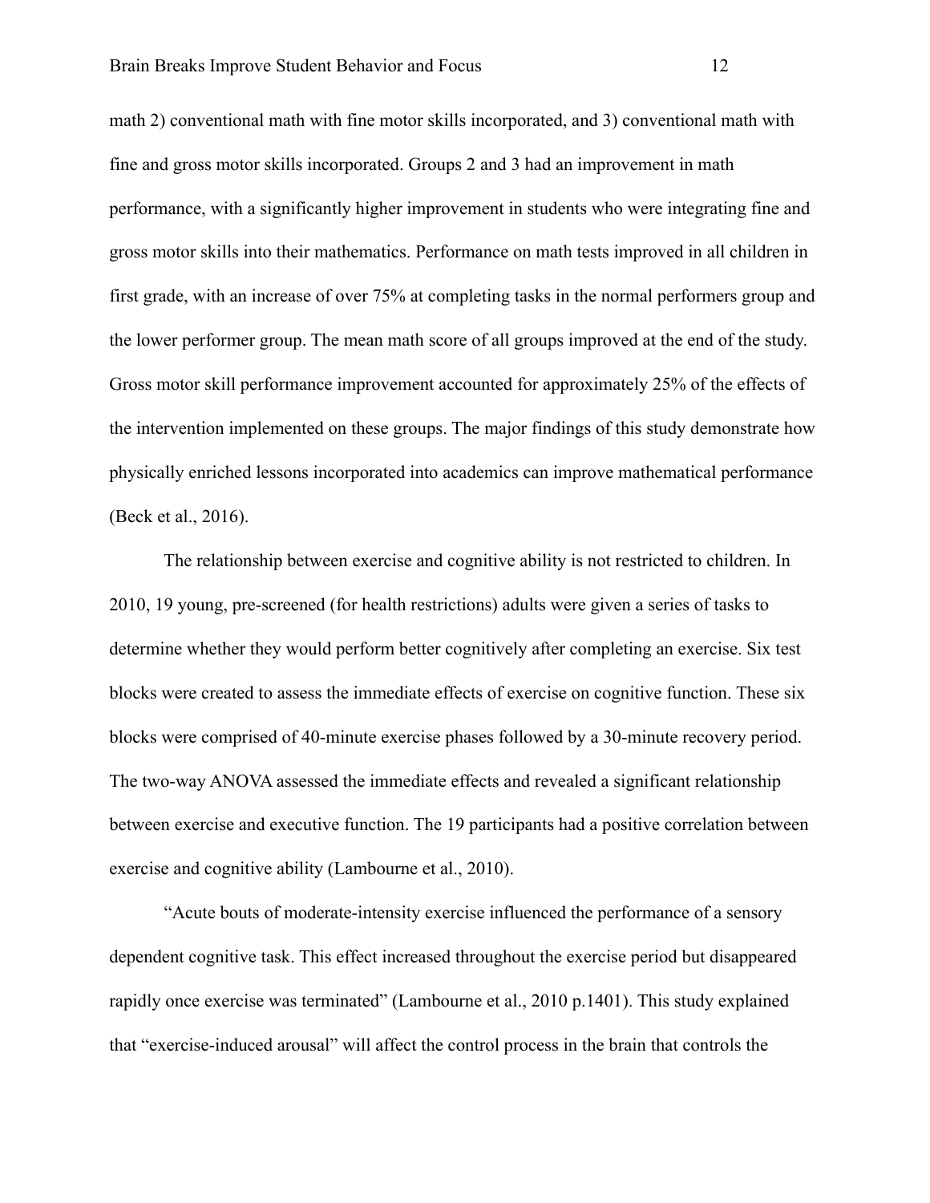math 2) conventional math with fine motor skills incorporated, and 3) conventional math with fine and gross motor skills incorporated. Groups 2 and 3 had an improvement in math performance, with a significantly higher improvement in students who were integrating fine and gross motor skills into their mathematics. Performance on math tests improved in all children in first grade, with an increase of over 75% at completing tasks in the normal performers group and the lower performer group. The mean math score of all groups improved at the end of the study. Gross motor skill performance improvement accounted for approximately 25% of the effects of the intervention implemented on these groups. The major findings of this study demonstrate how physically enriched lessons incorporated into academics can improve mathematical performance (Beck et al., 2016).

The relationship between exercise and cognitive ability is not restricted to children. In 2010, 19 young, pre-screened (for health restrictions) adults were given a series of tasks to determine whether they would perform better cognitively after completing an exercise. Six test blocks were created to assess the immediate effects of exercise on cognitive function. These six blocks were comprised of 40-minute exercise phases followed by a 30-minute recovery period. The two-way ANOVA assessed the immediate effects and revealed a significant relationship between exercise and executive function. The 19 participants had a positive correlation between exercise and cognitive ability (Lambourne et al., 2010).

"Acute bouts of moderate-intensity exercise influenced the performance of a sensory dependent cognitive task. This effect increased throughout the exercise period but disappeared rapidly once exercise was terminated" (Lambourne et al., 2010 p.1401). This study explained that "exercise-induced arousal" will affect the control process in the brain that controls the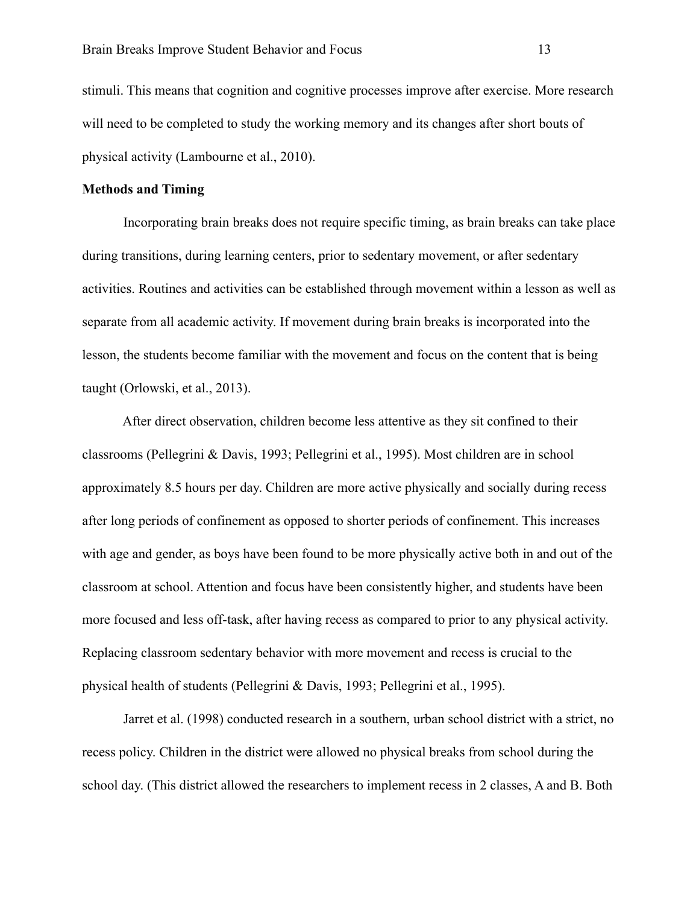stimuli. This means that cognition and cognitive processes improve after exercise. More research will need to be completed to study the working memory and its changes after short bouts of physical activity (Lambourne et al., 2010).

**Methods and Timing**

Incorporating brain breaks does not require specific timing, as brain breaks can take place during transitions, during learning centers, prior to sedentary movement, or after sedentary activities. Routines and activities can be established through movement within a lesson as well as separate from all academic activity. If movement during brain breaks is incorporated into the lesson, the students become familiar with the movement and focus on the content that is being taught (Orlowski, et al., 2013).

After direct observation, children become less attentive as they sit confined to their classrooms (Pellegrini & Davis, 1993; Pellegrini et al., 1995). Most children are in school approximately 8.5 hours per day. Children are more active physically and socially during recess after long periods of confinement as opposed to shorter periods of confinement. This increases with age and gender, as boys have been found to be more physically active both in and out of the classroom at school. Attention and focus have been consistently higher, and students have been more focused and less off-task, after having recess as compared to prior to any physical activity. Replacing classroom sedentary behavior with more movement and recess is crucial to the physical health of students (Pellegrini & Davis, 1993; Pellegrini et al., 1995).

Jarret et al. (1998) conducted research in a southern, urban school district with a strict, no recess policy. Children in the district were allowed no physical breaks from school during the school day. (This district allowed the researchers to implement recess in 2 classes, A and B. Both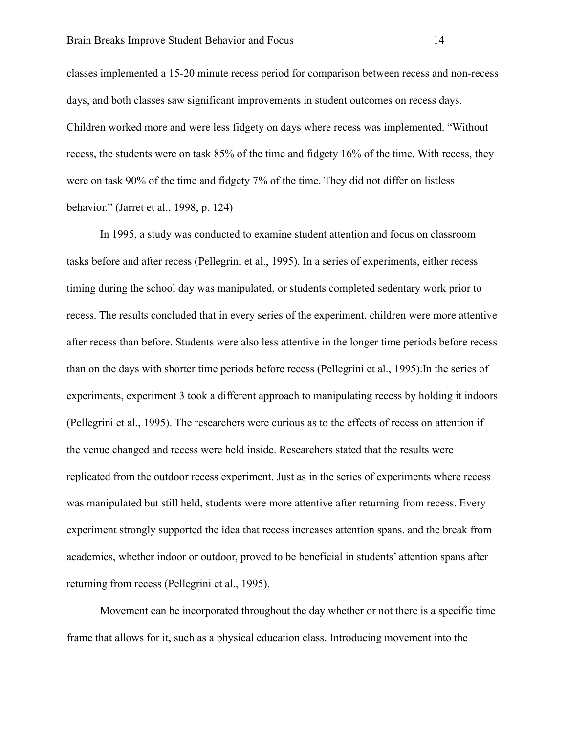classes implemented a 15-20 minute recess period for comparison between recess and non-recess days, and both classes saw significant improvements in student outcomes on recess days. Children worked more and were less fidgety on days where recess was implemented. "Without recess, the students were on task 85% of the time and fidgety 16% of the time. With recess, they were on task 90% of the time and fidgety 7% of the time. They did not differ on listless behavior." (Jarret et al., 1998, p. 124)

In 1995, a study was conducted to examine student attention and focus on classroom tasks before and after recess (Pellegrini et al., 1995). In a series of experiments, either recess timing during the school day was manipulated, or students completed sedentary work prior to recess. The results concluded that in every series of the experiment, children were more attentive after recess than before. Students were also less attentive in the longer time periods before recess than on the days with shorter time periods before recess (Pellegrini et al., 1995).In the series of experiments, experiment 3 took a different approach to manipulating recess by holding it indoors (Pellegrini et al., 1995). The researchers were curious as to the effects of recess on attention if the venue changed and recess were held inside. Researchers stated that the results were replicated from the outdoor recess experiment. Just as in the series of experiments where recess was manipulated but still held, students were more attentive after returning from recess. Every experiment strongly supported the idea that recess increases attention spans. and the break from academics, whether indoor or outdoor, proved to be beneficial in students' attention spans after returning from recess (Pellegrini et al., 1995).

Movement can be incorporated throughout the day whether or not there is a specific time frame that allows for it, such as a physical education class. Introducing movement into the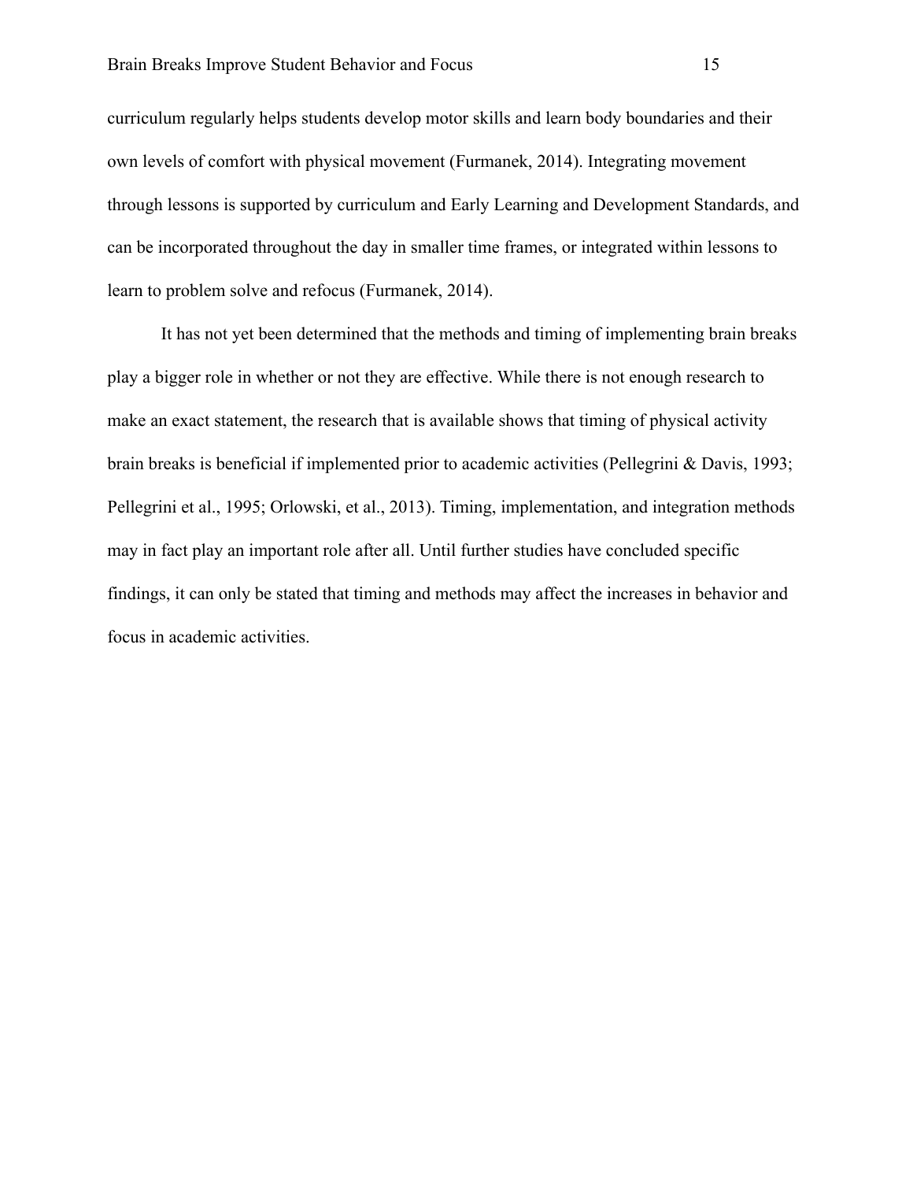curriculum regularly helps students develop motor skills and learn body boundaries and their own levels of comfort with physical movement (Furmanek, 2014). Integrating movement through lessons is supported by curriculum and Early Learning and Development Standards, and can be incorporated throughout the day in smaller time frames, or integrated within lessons to learn to problem solve and refocus (Furmanek, 2014).

It has not yet been determined that the methods and timing of implementing brain breaks play a bigger role in whether or not they are effective. While there is not enough research to make an exact statement, the research that is available shows that timing of physical activity brain breaks is beneficial if implemented prior to academic activities (Pellegrini & Davis, 1993; Pellegrini et al., 1995; Orlowski, et al., 2013). Timing, implementation, and integration methods may in fact play an important role after all. Until further studies have concluded specific findings, it can only be stated that timing and methods may affect the increases in behavior and focus in academic activities.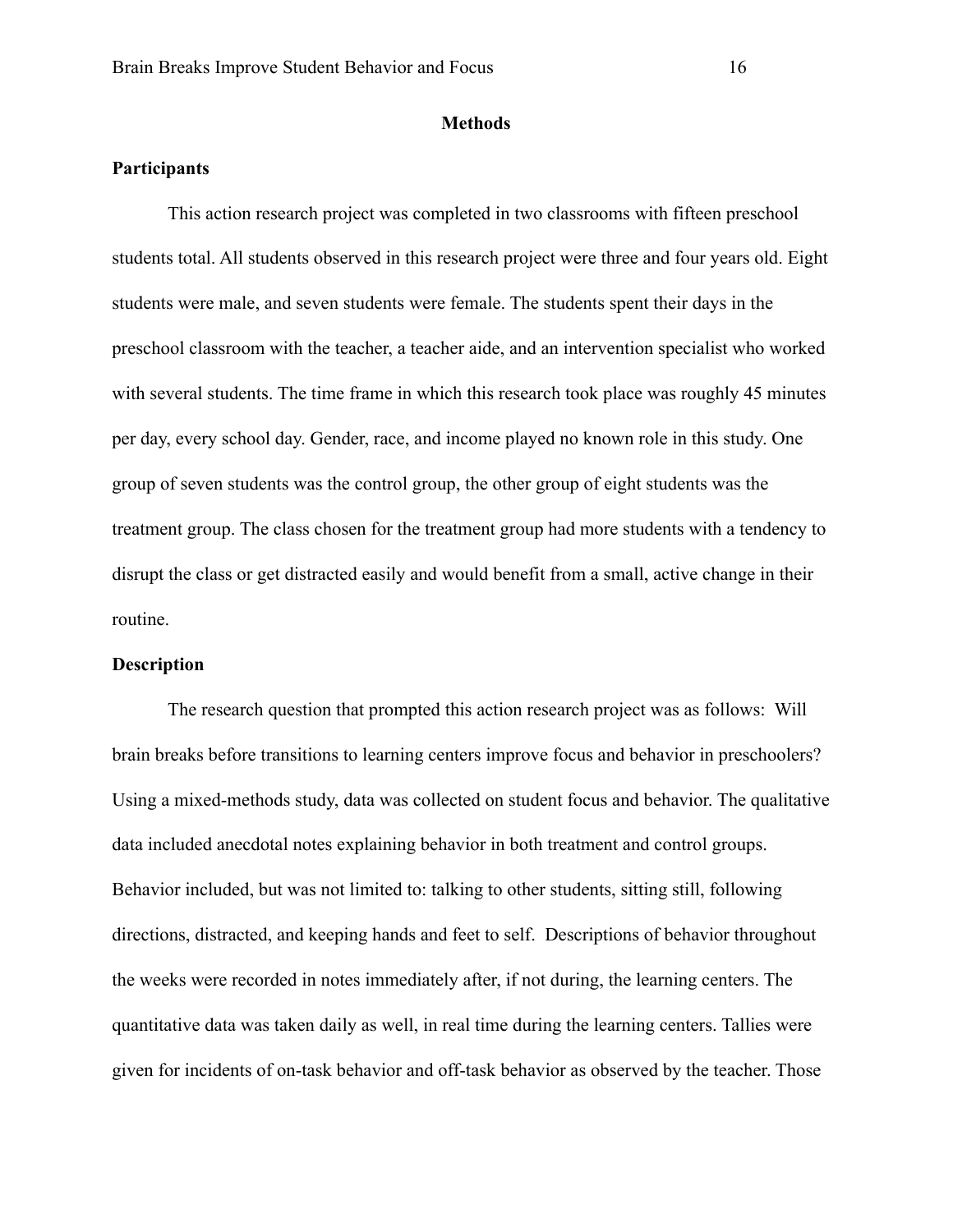# Methods

## Participants

This action research project was completed in two classrooms with fifteen preschool students total. All students observed in this research project were three and four years old. Eight students were male, and seven students were female. The students spent their days in the preschool classroom with the teacher, a teacher aide, and an intervention specialist who worked with several students. The time frame in which this research took place was roughly 45 minutes per day, every school day. Gender, race, and income played no known role in this study. One group of seven students was the control group, the other group of eight students was the treatment group. The class chosen for the treatment group had more students with a tendency to disrupt the class or get distracted easily and would benefit from a small, active change in their routine.

## Description

The research question that prompted this action research project was as follows: Will brain breaks before transitions to learning centers improve focus and behavior in preschoolers? Using a mixed-methods study, data was collected on student focus and behavior. The qualitative data included anecdotal notes explaining behavior in both treatment and control groups. Behavior included, but was not limited to: talking to other students, sitting still, following directions, distracted, and keeping hands and feet to self. Descriptions of behavior throughout the weeks were recorded in notes immediately after, if not during, the learning centers. The quantitative data was taken daily as well, in real time during the learning centers. Tallies were given for incidents of on-task behavior and off-task behavior as observed by the teacher. Those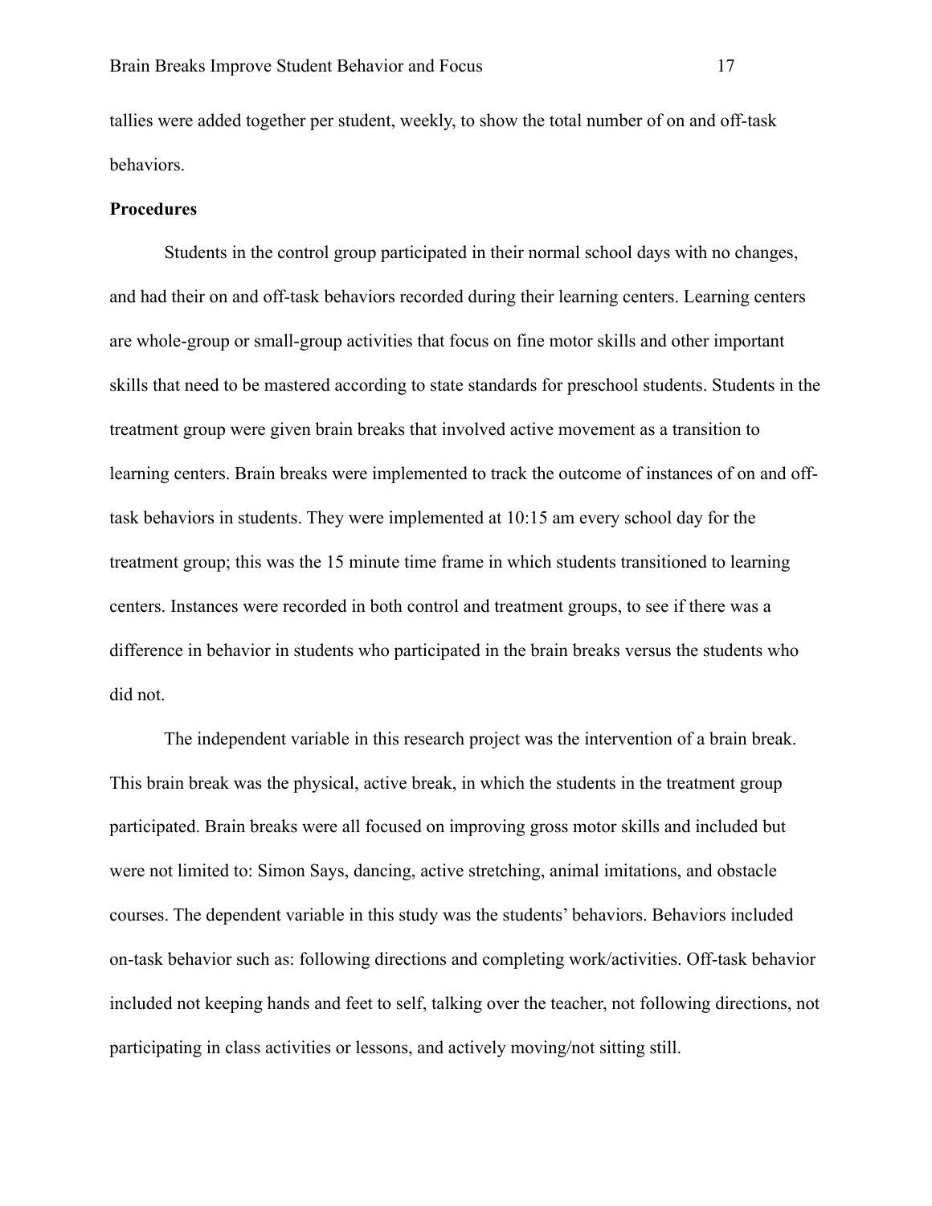tallies were added together per student, weekly, to show the total number of on and off-task behaviors.

**Procedures**

Students in the control group participated in their normal school days with no changes, and had their on and off-task behaviors recorded during their learning centers. Learning centers are whole-group or small-group activities that focus on fine motor skills and other important skills that need to be mastered according to state standards for preschool students. Students in the treatment group were given brain breaks that involved active movement as a transition to learning centers. Brain breaks were implemented to track the outcome of instances of on and off-task behaviors in students. They were implemented at 10:15 am every school day for the treatment group; this was the 15 minute time frame in which students transitioned to learning centers. Instances were recorded in both control and treatment groups, to see if there was a difference in behavior in students who participated in the brain breaks versus the students who did not.

The independent variable in this research project was the intervention of a brain break. This brain break was the physical, active break, in which the students in the treatment group participated. Brain breaks were all focused on improving gross motor skills and included but were not limited to: Simon Says, dancing, active stretching, animal imitations, and obstacle courses. The dependent variable in this study was the students' behaviors. Behaviors included on-task behavior such as: following directions and completing work/activities. Off-task behavior included not keeping hands and feet to self, talking over the teacher, not following directions, not participating in class activities or lessons, and actively moving/not sitting still.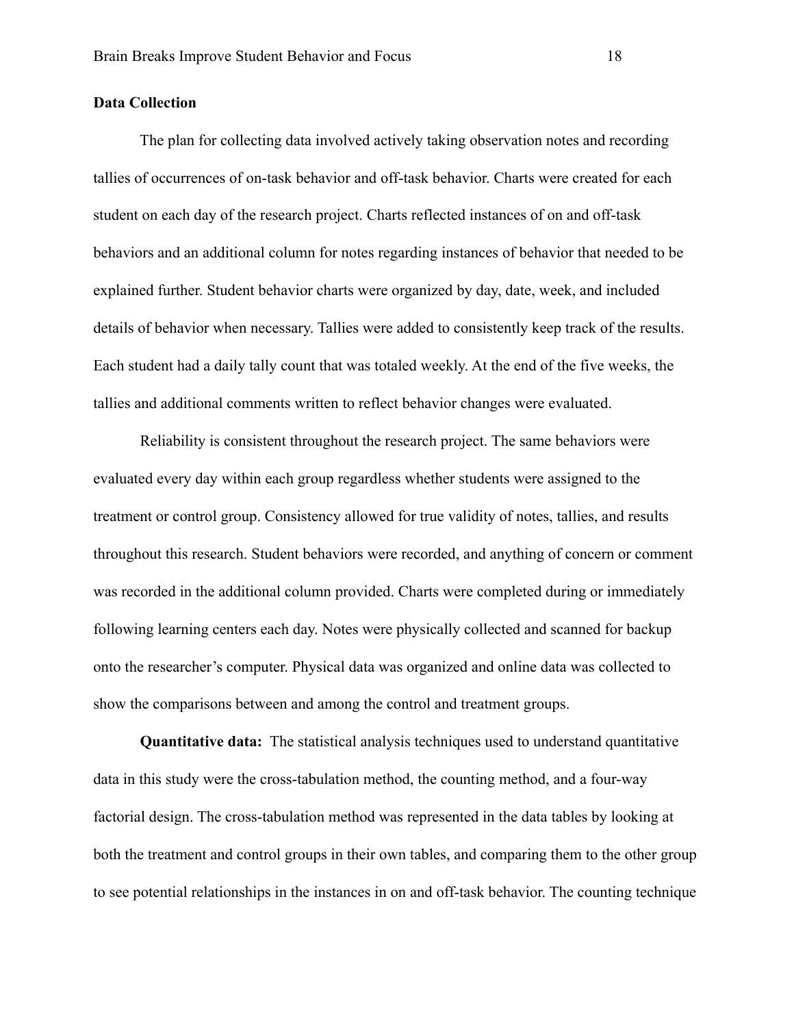**Data Collection**

The plan for collecting data involved actively taking observation notes and recording tallies of occurrences of on-task behavior and off-task behavior. Charts were created for each student on each day of the research project. Charts reflected instances of on and off-task behaviors and an additional column for notes regarding instances of behavior that needed to be explained further. Student behavior charts were organized by day, date, week, and included details of behavior when necessary. Tallies were added to consistently keep track of the results. Each student had a daily tally count that was totaled weekly. At the end of the five weeks, the tallies and additional comments written to reflect behavior changes were evaluated.

Reliability is consistent throughout the research project. The same behaviors were evaluated every day within each group regardless whether students were assigned to the treatment or control group. Consistency allowed for true validity of notes, tallies, and results throughout this research. Student behaviors were recorded, and anything of concern or comment was recorded in the additional column provided. Charts were completed during or immediately following learning centers each day. Notes were physically collected and scanned for backup onto the researcher's computer. Physical data was organized and online data was collected to show the comparisons between and among the control and treatment groups.

**Quantitative data:** The statistical analysis techniques used to understand quantitative data in this study were the cross-tabulation method, the counting method, and a four-way factorial design. The cross-tabulation method was represented in the data tables by looking at both the treatment and control groups in their own tables, and comparing them to the other group to see potential relationships in the instances in on and off-task behavior. The counting technique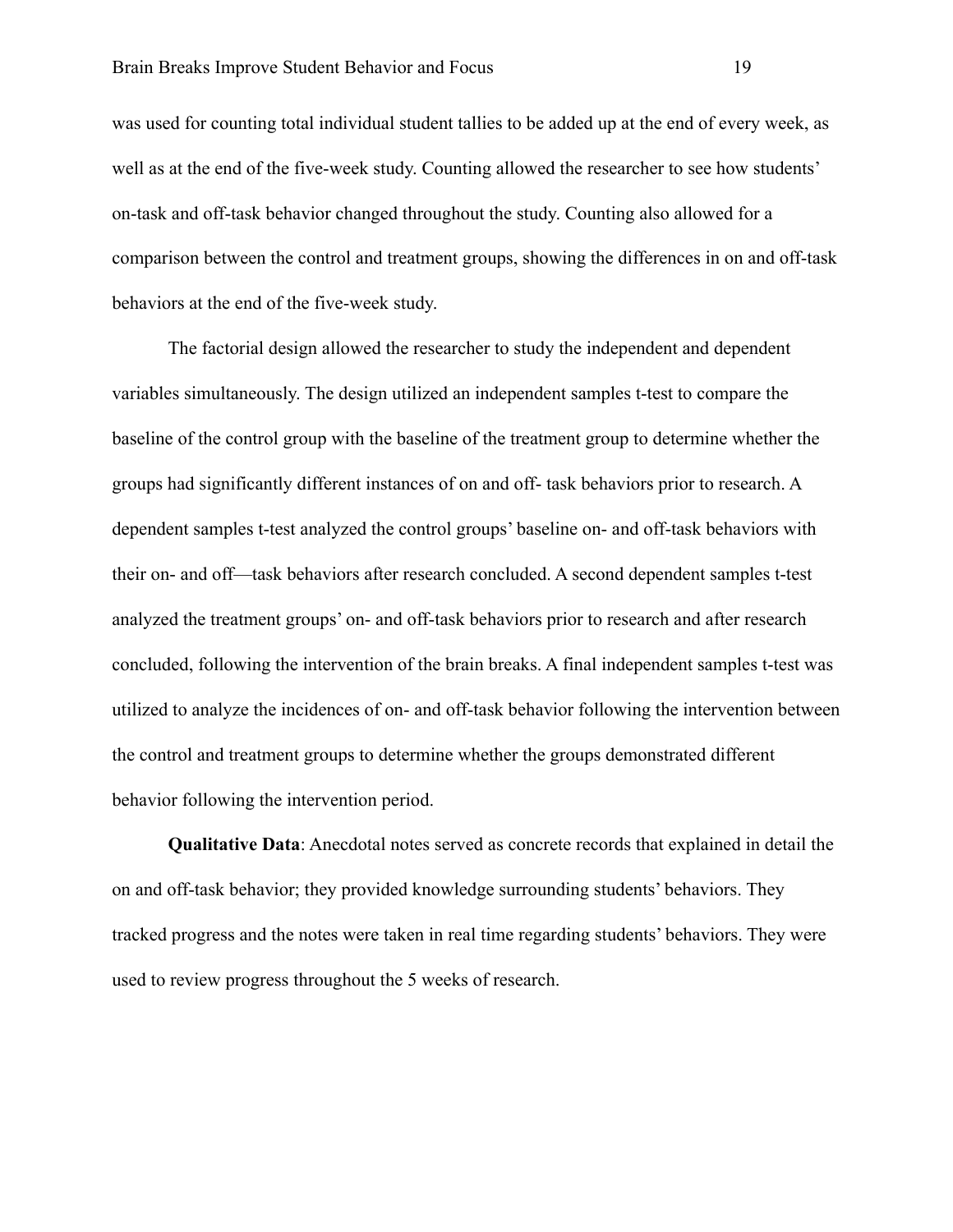was used for counting total individual student tallies to be added up at the end of every week, as well as at the end of the five-week study. Counting allowed the researcher to see how students' on-task and off-task behavior changed throughout the study. Counting also allowed for a comparison between the control and treatment groups, showing the differences in on and off-task behaviors at the end of the five-week study.

The factorial design allowed the researcher to study the independent and dependent variables simultaneously. The design utilized an independent samples t-test to compare the baseline of the control group with the baseline of the treatment group to determine whether the groups had significantly different instances of on and off- task behaviors prior to research. A dependent samples t-test analyzed the control groups' baseline on- and off-task behaviors with their on- and off—task behaviors after research concluded. A second dependent samples t-test analyzed the treatment groups' on- and off-task behaviors prior to research and after research concluded, following the intervention of the brain breaks. A final independent samples t-test was utilized to analyze the incidences of on- and off-task behavior following the intervention between the control and treatment groups to determine whether the groups demonstrated different behavior following the intervention period.

**Qualitative Data**: Anecdotal notes served as concrete records that explained in detail the on and off-task behavior; they provided knowledge surrounding students' behaviors. They tracked progress and the notes were taken in real time regarding students' behaviors. They were used to review progress throughout the 5 weeks of research.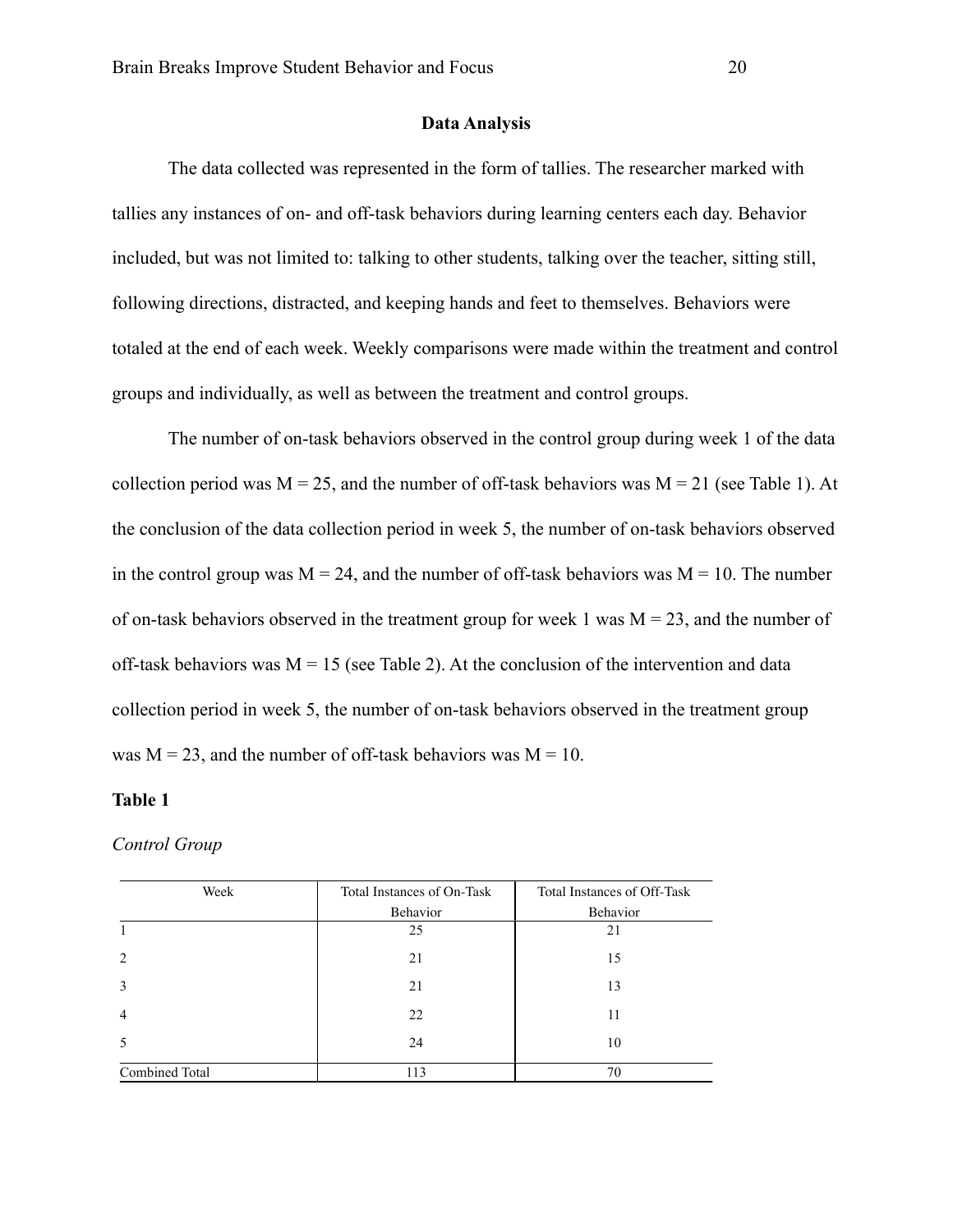## Data Analysis

The data collected was represented in the form of tallies. The researcher marked with tallies any instances of on- and off-task behaviors during learning centers each day. Behavior included, but was not limited to: talking to other students, talking over the teacher, sitting still, following directions, distracted, and keeping hands and feet to themselves. Behaviors were totaled at the end of each week. Weekly comparisons were made within the treatment and control groups and individually, as well as between the treatment and control groups.

The number of on-task behaviors observed in the control group during week 1 of the data collection period was $M = 25$, and the number of off-task behaviors was $M = 21$ (see Table 1). At the conclusion of the data collection period in week 5, the number of on-task behaviors observed in the control group was $M = 24$, and the number of off-task behaviors was $M = 10$. The number of on-task behaviors observed in the treatment group for week 1 was $M = 23$, and the number of off-task behaviors was $M = 15$ (see Table 2). At the conclusion of the intervention and data collection period in week 5, the number of on-task behaviors observed in the treatment group was $M = 23$, and the number of off-task behaviors was $M = 10$.

**Table 1**

*Control Group*

| Week | Total Instances of On-Task Behavior | Total Instances of Off-Task Behavior |
|---|---|---|
| 1 | 25 | 21 |
| 2 | 21 | 15 |
| 3 | 21 | 13 |
| 4 | 22 | 11 |
| 5 | 24 | 10 |
| Combined Total | 113 | 70 |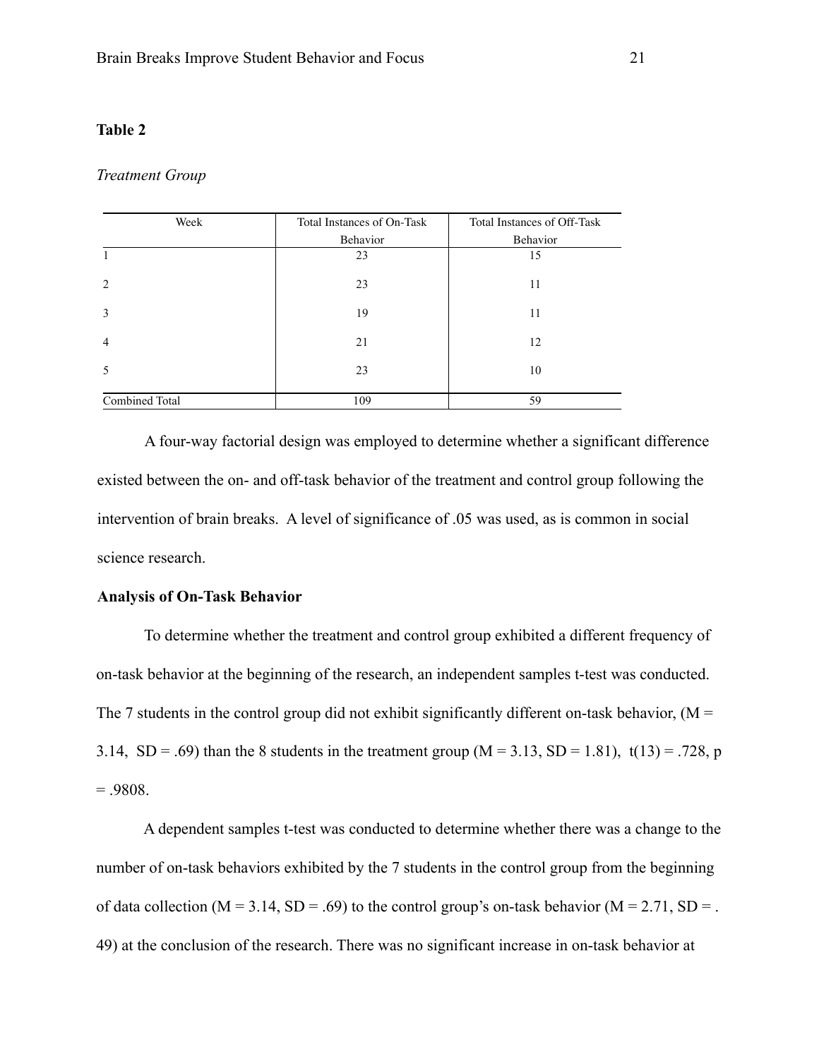**Table 2**

*Treatment Group*

| Week | Total Instances of On-Task Behavior | Total Instances of Off-Task Behavior |
|---|---|---|
| 1 | 23 | 15 |
| 2 | 23 | 11 |
| 3 | 19 | 11 |
| 4 | 21 | 12 |
| 5 | 23 | 10 |
| Combined Total | 109 | 59 |

A four-way factorial design was employed to determine whether a significant difference existed between the on- and off-task behavior of the treatment and control group following the intervention of brain breaks. A level of significance of .05 was used, as is common in social science research.

**Analysis of On-Task Behavior**

To determine whether the treatment and control group exhibited a different frequency of on-task behavior at the beginning of the research, an independent samples t-test was conducted. The 7 students in the control group did not exhibit significantly different on-task behavior, ($M$ = 3.14, $SD$ = .69) than the 8 students in the treatment group ($M$ = 3.13, $SD$ = 1.81), $t(13) = .728$, $p = .9808$.

A dependent samples t-test was conducted to determine whether there was a change to the number of on-task behaviors exhibited by the 7 students in the control group from the beginning of data collection ($M$ = 3.14, $SD$ = .69) to the control group's on-task behavior ($M$ = 2.71, $SD$ = .49) at the conclusion of the research. There was no significant increase in on-task behavior at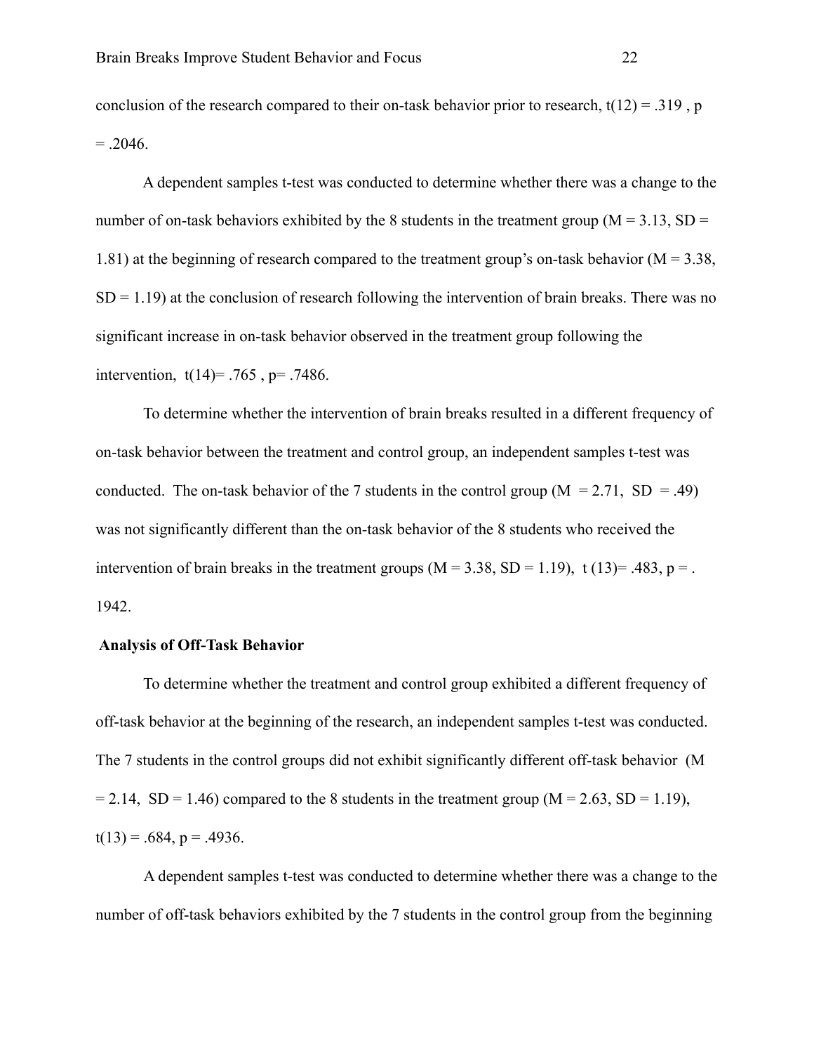conclusion of the research compared to their on-task behavior prior to research, $t(12) = .319$, $p = .2046$.

A dependent samples t-test was conducted to determine whether there was a change to the number of on-task behaviors exhibited by the 8 students in the treatment group ($M = 3.13$, $SD = 1.81$) at the beginning of research compared to the treatment group's on-task behavior ($M = 3.38$, $SD = 1.19$) at the conclusion of research following the intervention of brain breaks. There was no significant increase in on-task behavior observed in the treatment group following the intervention, $t(14) = .765$, $p = .7486$.

To determine whether the intervention of brain breaks resulted in a different frequency of on-task behavior between the treatment and control group, an independent samples t-test was conducted. The on-task behavior of the 7 students in the control group ($M = 2.71$, $SD = .49$) was not significantly different than the on-task behavior of the 8 students who received the intervention of brain breaks in the treatment groups ($M = 3.38$, $SD = 1.19$), $t(13) = .483$, $p = .1942$.

**Analysis of Off-Task Behavior**

To determine whether the treatment and control group exhibited a different frequency of off-task behavior at the beginning of the research, an independent samples t-test was conducted. The 7 students in the control groups did not exhibit significantly different off-task behavior ($M = 2.14$, $SD = 1.46$) compared to the 8 students in the treatment group ($M = 2.63$, $SD = 1.19$), $t(13) = .684$, $p = .4936$.

A dependent samples t-test was conducted to determine whether there was a change to the number of off-task behaviors exhibited by the 7 students in the control group from the beginning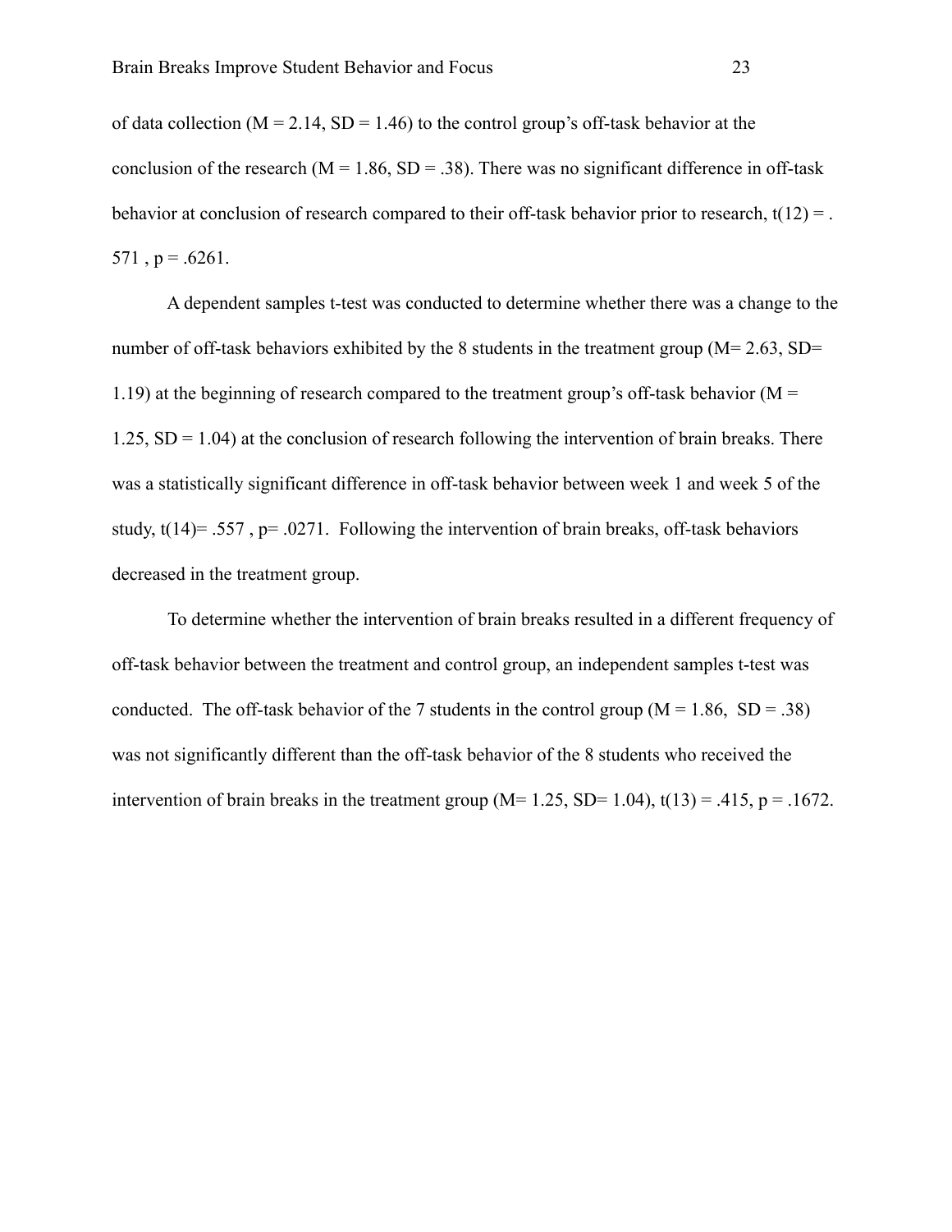of data collection ($M = 2.14$, $SD = 1.46$) to the control group's off-task behavior at the conclusion of the research ($M = 1.86$, $SD = .38$). There was no significant difference in off-task behavior at conclusion of research compared to their off-task behavior prior to research, $t(12) = .571$, $p = .6261$.

A dependent samples t-test was conducted to determine whether there was a change to the number of off-task behaviors exhibited by the 8 students in the treatment group ($M= 2.63$, $SD= 1.19$) at the beginning of research compared to the treatment group's off-task behavior ($M = 1.25$, $SD = 1.04$) at the conclusion of research following the intervention of brain breaks. There was a statistically significant difference in off-task behavior between week 1 and week 5 of the study, $t(14)= .557$, $p= .0271$. Following the intervention of brain breaks, off-task behaviors decreased in the treatment group.

To determine whether the intervention of brain breaks resulted in a different frequency of off-task behavior between the treatment and control group, an independent samples t-test was conducted. The off-task behavior of the 7 students in the control group ($M = 1.86$, $SD = .38$) was not significantly different than the off-task behavior of the 8 students who received the intervention of brain breaks in the treatment group ($M= 1.25$, $SD= 1.04$), $t(13) = .415$, $p = .1672$.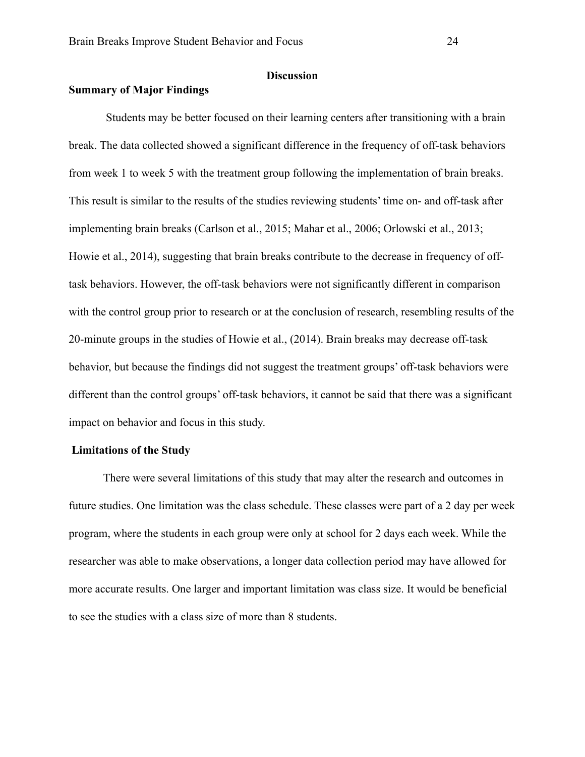## Discussion

### Summary of Major Findings

Students may be better focused on their learning centers after transitioning with a brain break. The data collected showed a significant difference in the frequency of off-task behaviors from week 1 to week 5 with the treatment group following the implementation of brain breaks. This result is similar to the results of the studies reviewing students' time on- and off-task after implementing brain breaks (Carlson et al., 2015; Mahar et al., 2006; Orlowski et al., 2013; Howie et al., 2014), suggesting that brain breaks contribute to the decrease in frequency of off-task behaviors. However, the off-task behaviors were not significantly different in comparison with the control group prior to research or at the conclusion of research, resembling results of the 20-minute groups in the studies of Howie et al., (2014). Brain breaks may decrease off-task behavior, but because the findings did not suggest the treatment groups' off-task behaviors were different than the control groups' off-task behaviors, it cannot be said that there was a significant impact on behavior and focus in this study.

### Limitations of the Study

There were several limitations of this study that may alter the research and outcomes in future studies. One limitation was the class schedule. These classes were part of a 2 day per week program, where the students in each group were only at school for 2 days each week. While the researcher was able to make observations, a longer data collection period may have allowed for more accurate results. One larger and important limitation was class size. It would be beneficial to see the studies with a class size of more than 8 students.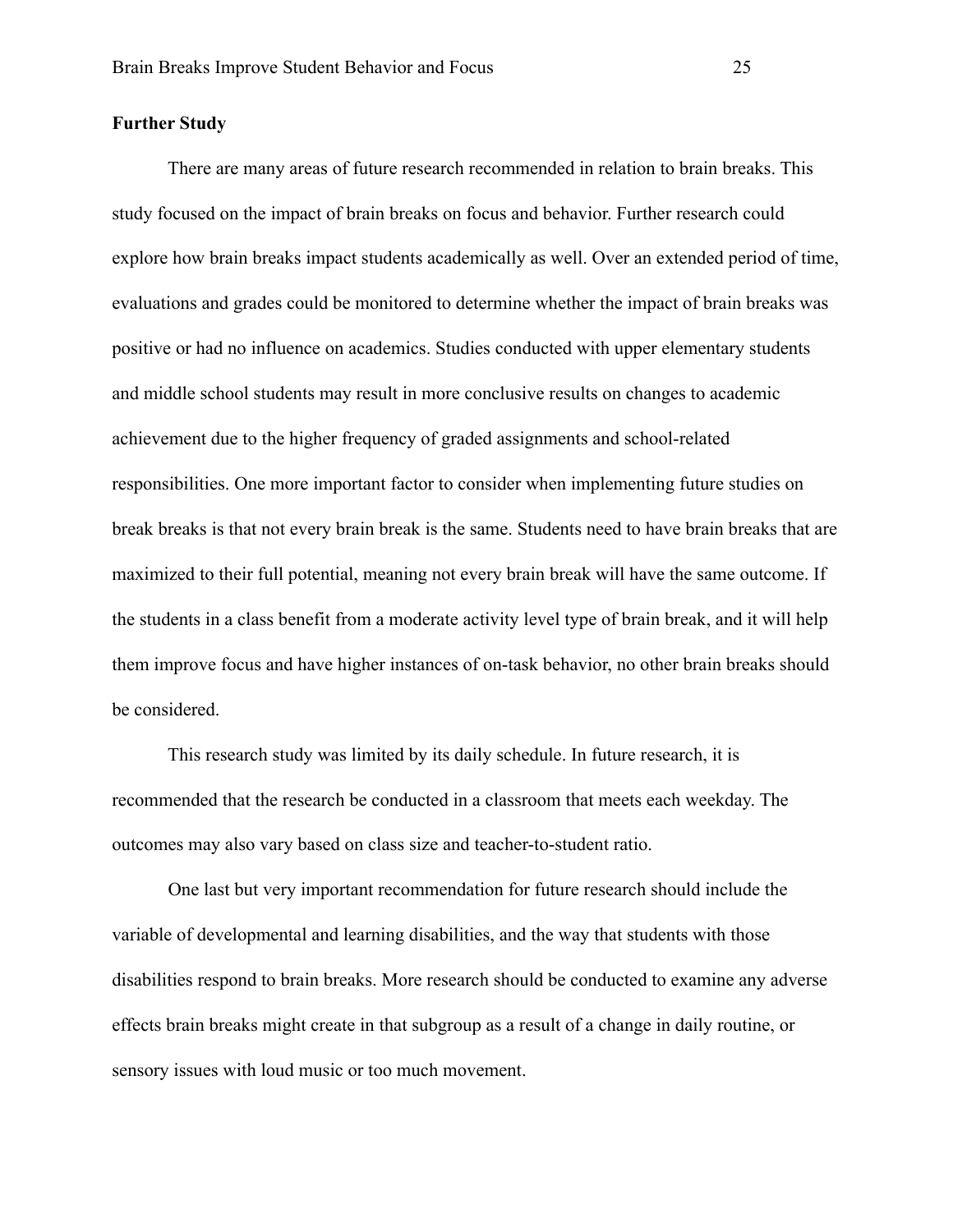**Further Study**

There are many areas of future research recommended in relation to brain breaks. This study focused on the impact of brain breaks on focus and behavior. Further research could explore how brain breaks impact students academically as well. Over an extended period of time, evaluations and grades could be monitored to determine whether the impact of brain breaks was positive or had no influence on academics. Studies conducted with upper elementary students and middle school students may result in more conclusive results on changes to academic achievement due to the higher frequency of graded assignments and school-related responsibilities. One more important factor to consider when implementing future studies on break breaks is that not every brain break is the same. Students need to have brain breaks that are maximized to their full potential, meaning not every brain break will have the same outcome. If the students in a class benefit from a moderate activity level type of brain break, and it will help them improve focus and have higher instances of on-task behavior, no other brain breaks should be considered.

This research study was limited by its daily schedule. In future research, it is recommended that the research be conducted in a classroom that meets each weekday. The outcomes may also vary based on class size and teacher-to-student ratio.

One last but very important recommendation for future research should include the variable of developmental and learning disabilities, and the way that students with those disabilities respond to brain breaks. More research should be conducted to examine any adverse effects brain breaks might create in that subgroup as a result of a change in daily routine, or sensory issues with loud music or too much movement.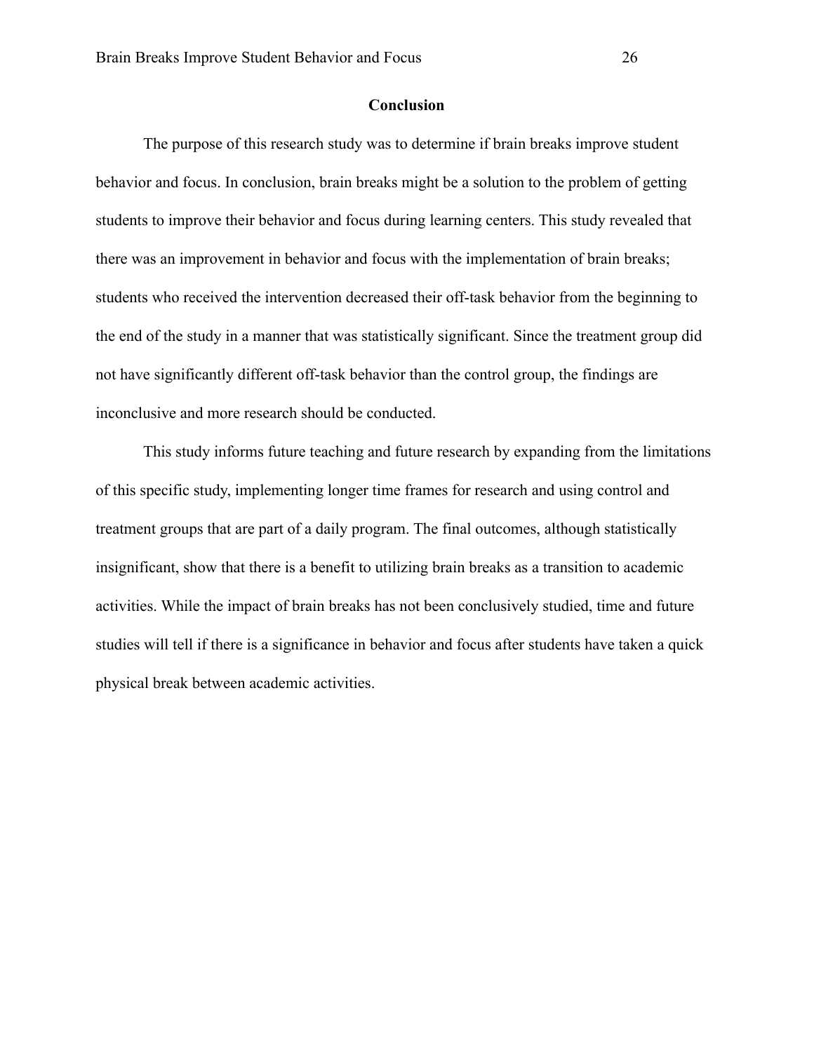## Conclusion

The purpose of this research study was to determine if brain breaks improve student behavior and focus. In conclusion, brain breaks might be a solution to the problem of getting students to improve their behavior and focus during learning centers. This study revealed that there was an improvement in behavior and focus with the implementation of brain breaks; students who received the intervention decreased their off-task behavior from the beginning to the end of the study in a manner that was statistically significant. Since the treatment group did not have significantly different off-task behavior than the control group, the findings are inconclusive and more research should be conducted.

This study informs future teaching and future research by expanding from the limitations of this specific study, implementing longer time frames for research and using control and treatment groups that are part of a daily program. The final outcomes, although statistically insignificant, show that there is a benefit to utilizing brain breaks as a transition to academic activities. While the impact of brain breaks has not been conclusively studied, time and future studies will tell if there is a significance in behavior and focus after students have taken a quick physical break between academic activities.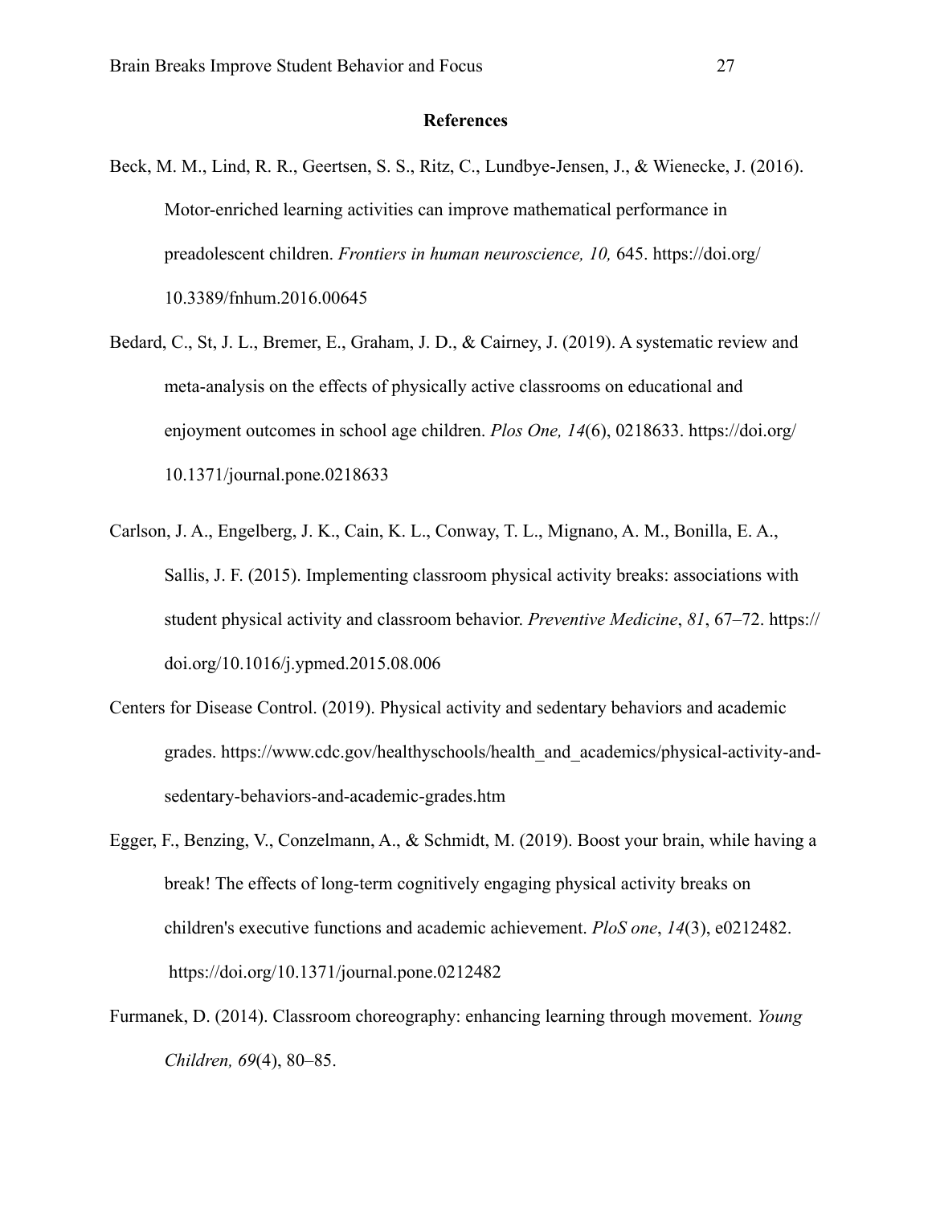**References**

Beck, M. M., Lind, R. R., Geertsen, S. S., Ritz, C., Lundbye-Jensen, J., & Wienecke, J. (2016). Motor-enriched learning activities can improve mathematical performance in preadolescent children. *Frontiers in human neuroscience, 10,* 645. https://doi.org/10.3389/fnhum.2016.00645

Bedard, C., St, J. L., Bremer, E., Graham, J. D., & Cairney, J. (2019). A systematic review and meta-analysis on the effects of physically active classrooms on educational and enjoyment outcomes in school age children. *Plos One, 14*(6), 0218633. https://doi.org/10.1371/journal.pone.0218633

Carlson, J. A., Engelberg, J. K., Cain, K. L., Conway, T. L., Mignano, A. M., Bonilla, E. A., Sallis, J. F. (2015). Implementing classroom physical activity breaks: associations with student physical activity and classroom behavior. *Preventive Medicine*, *81*, 67–72. https://doi.org/10.1016/j.ypmed.2015.08.006

Centers for Disease Control. (2019). Physical activity and sedentary behaviors and academic grades. https://www.cdc.gov/healthyschools/health_and_academics/physical-activity-and-sedentary-behaviors-and-academic-grades.htm

Egger, F., Benzing, V., Conzelmann, A., & Schmidt, M. (2019). Boost your brain, while having a break! The effects of long-term cognitively engaging physical activity breaks on children's executive functions and academic achievement. *PloS one*, *14*(3), e0212482. https://doi.org/10.1371/journal.pone.0212482

Furmanek, D. (2014). Classroom choreography: enhancing learning through movement. *Young Children, 69*(4), 80–85.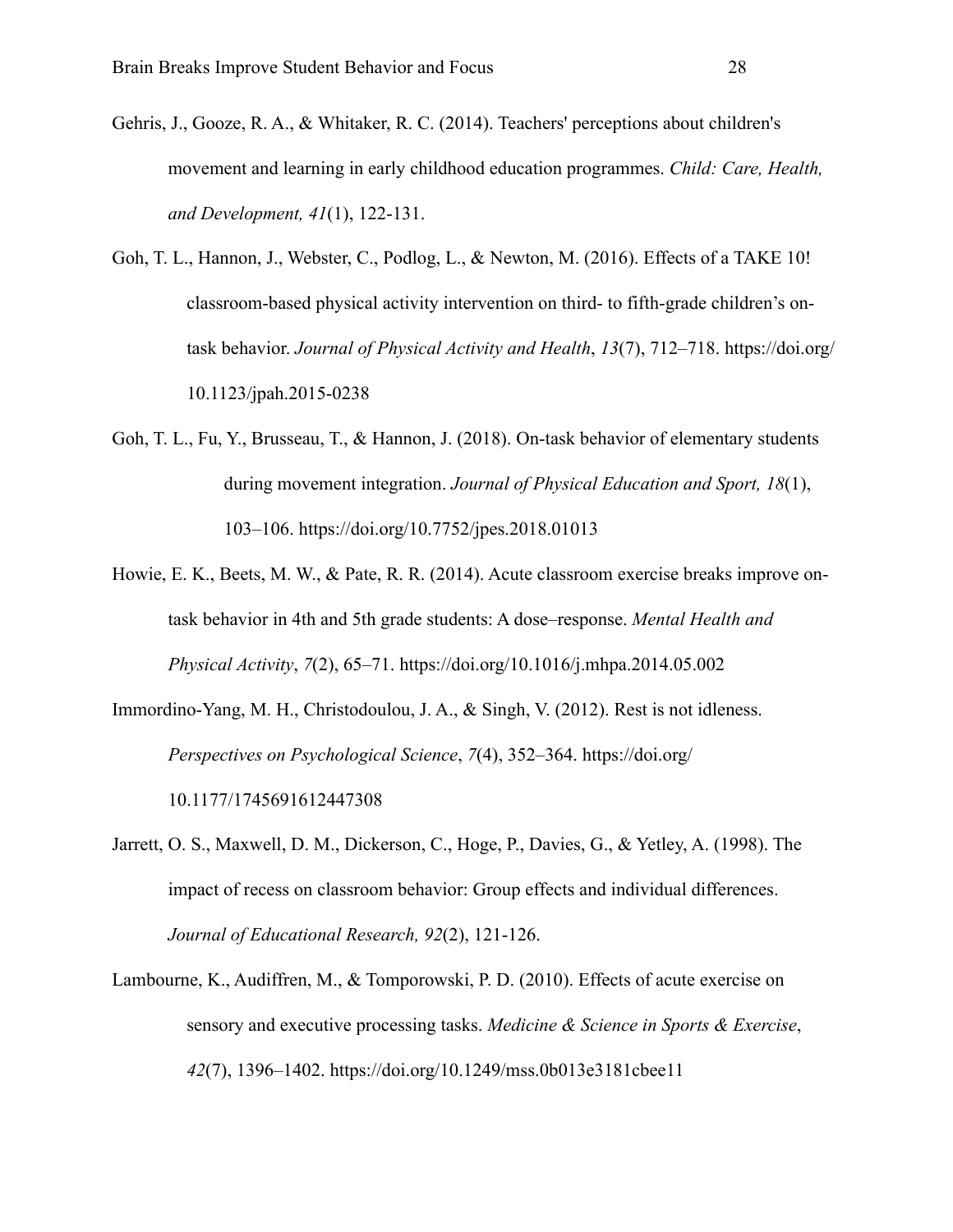Gehris, J., Gooze, R. A., & Whitaker, R. C. (2014). Teachers' perceptions about children's movement and learning in early childhood education programmes. *Child: Care, Health, and Development, 41*(1), 122-131.

Goh, T. L., Hannon, J., Webster, C., Podlog, L., & Newton, M. (2016). Effects of a TAKE 10! classroom-based physical activity intervention on third- to fifth-grade children's on-task behavior. *Journal of Physical Activity and Health*, *13*(7), 712–718. https://doi.org/10.1123/jpah.2015-0238

Goh, T. L., Fu, Y., Brusseau, T., & Hannon, J. (2018). On-task behavior of elementary students during movement integration. *Journal of Physical Education and Sport, 18*(1), 103–106. https://doi.org/10.7752/jpes.2018.01013

Howie, E. K., Beets, M. W., & Pate, R. R. (2014). Acute classroom exercise breaks improve on-task behavior in 4th and 5th grade students: A dose–response. *Mental Health and Physical Activity*, *7*(2), 65–71. https://doi.org/10.1016/j.mhpa.2014.05.002

Immordino-Yang, M. H., Christodoulou, J. A., & Singh, V. (2012). Rest is not idleness. *Perspectives on Psychological Science*, *7*(4), 352–364. https://doi.org/10.1177/1745691612447308

Jarrett, O. S., Maxwell, D. M., Dickerson, C., Hoge, P., Davies, G., & Yetley, A. (1998). The impact of recess on classroom behavior: Group effects and individual differences. *Journal of Educational Research, 92*(2), 121-126.

Lambourne, K., Audiffren, M., & Tomporowski, P. D. (2010). Effects of acute exercise on sensory and executive processing tasks. *Medicine & Science in Sports & Exercise*, *42*(7), 1396–1402. https://doi.org/10.1249/mss.0b013e3181cbee11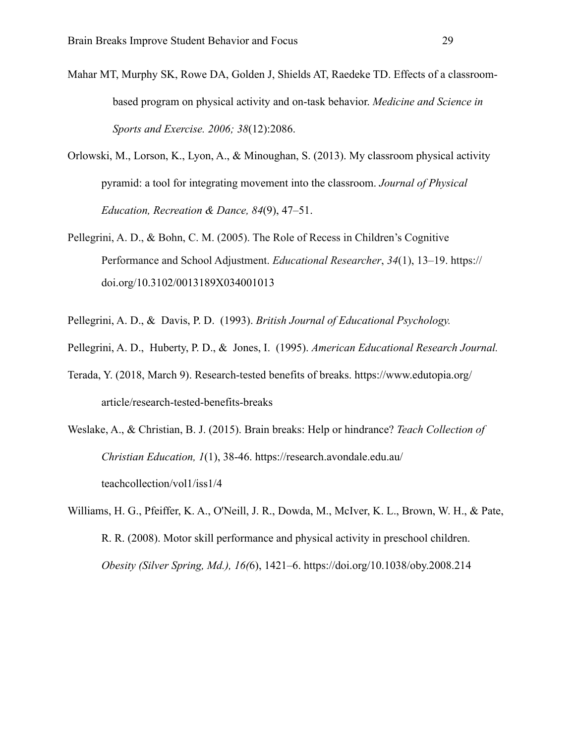Mahar MT, Murphy SK, Rowe DA, Golden J, Shields AT, Raedeke TD. Effects of a classroom-based program on physical activity and on-task behavior. *Medicine and Science in Sports and Exercise. 2006; 38*(12):2086.

Orlowski, M., Lorson, K., Lyon, A., & Minoughan, S. (2013). My classroom physical activity pyramid: a tool for integrating movement into the classroom. *Journal of Physical Education, Recreation & Dance, 84*(9), 47–51.

Pellegrini, A. D., & Bohn, C. M. (2005). The Role of Recess in Children's Cognitive Performance and School Adjustment. *Educational Researcher*, *34*(1), 13–19. https://doi.org/10.3102/0013189X034001013

Pellegrini, A. D., & Davis, P. D. (1993). *British Journal of Educational Psychology.*

Pellegrini, A. D., Huberty, P. D., & Jones, I. (1995). *American Educational Research Journal.*

Terada, Y. (2018, March 9). Research-tested benefits of breaks. https://www.edutopia.org/article/research-tested-benefits-breaks

Weslake, A., & Christian, B. J. (2015). Brain breaks: Help or hindrance? *Teach Collection of Christian Education, 1*(1), 38-46. https://research.avondale.edu.au/teachcollection/vol1/iss1/4

Williams, H. G., Pfeiffer, K. A., O'Neill, J. R., Dowda, M., McIver, K. L., Brown, W. H., & Pate, R. R. (2008). Motor skill performance and physical activity in preschool children. *Obesity (Silver Spring, Md.), 16(*6), 1421–6. https://doi.org/10.1038/oby.2008.214